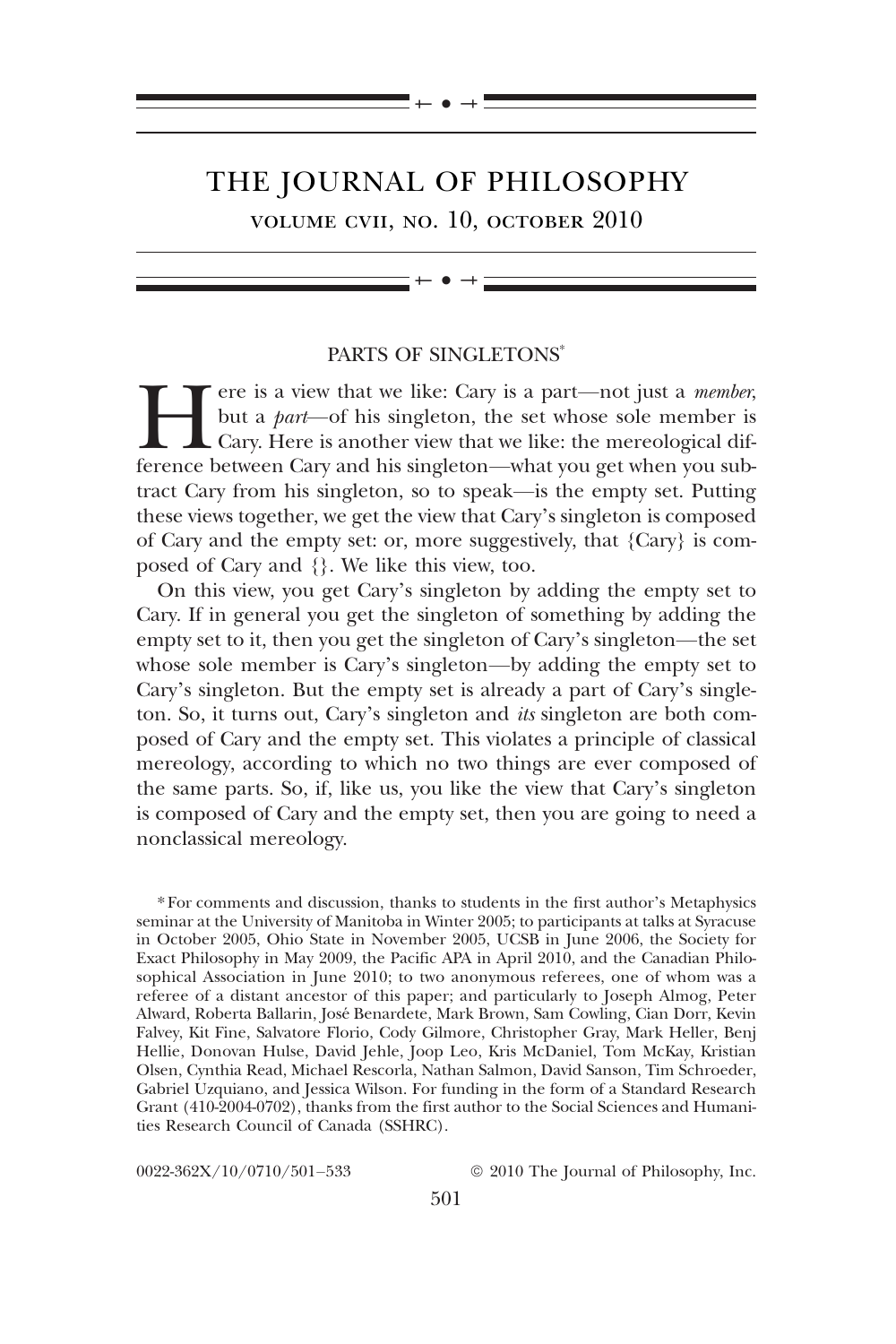# PARTS OF SINGLETONS*

Here is a view that we like: Cary is a part—not just a *member*, but a *part*—of his singleton, the set whose sole member is Cary. Here is another view that we like: the mereological difference between Cary and his singleton—what you get when you subtract Cary from his singleton, so to speak—is the empty set. Putting these views together, we get the view that Cary's singleton is composed of Cary and the empty set: or, more suggestively, that {Cary} is composed of Cary and {}. We like this view, too.

On this view, you get Cary's singleton by adding the empty set to Cary. If in general you get the singleton of something by adding the empty set to it, then you get the singleton of Cary's singleton—the set whose sole member is Cary's singleton—by adding the empty set to Cary's singleton. But the empty set is already a part of Cary's singleton. So, it turns out, Cary's singleton and *its* singleton are both composed of Cary and the empty set. This violates a principle of classical mereology, according to which no two things are ever composed of the same parts. So, if, like us, you like the view that Cary's singleton is composed of Cary and the empty set, then you are going to need a nonclassical mereology.

*For comments and discussion, thanks to students in the first author's Metaphysics seminar at the University of Manitoba in Winter 2005; to participants at talks at Syracuse in October 2005, Ohio State in November 2005, UCSB in June 2006, the Society for Exact Philosophy in May 2009, the Pacific APA in April 2010, and the Canadian Philosophical Association in June 2010; to two anonymous referees, one of whom was a referee of a distant ancestor of this paper; and particularly to Joseph Almog, Peter Alward, Roberta Ballarin, José Benardete, Mark Brown, Sam Cowling, Cian Dorr, Kevin Falvey, Kit Fine, Salvatore Florio, Cody Gilmore, Christopher Gray, Mark Heller, Benj Hellie, Donovan Hulse, David Jehle, Joop Leo, Kris McDaniel, Tom McKay, Kristian Olsen, Cynthia Read, Michael Rescorla, Nathan Salmon, David Sanson, Tim Schroeder, Gabriel Uzquiano, and Jessica Wilson. For funding in the form of a Standard Research Grant (410-2004-0702), thanks from the first author to the Social Sciences and Humanities Research Council of Canada (SSHRC).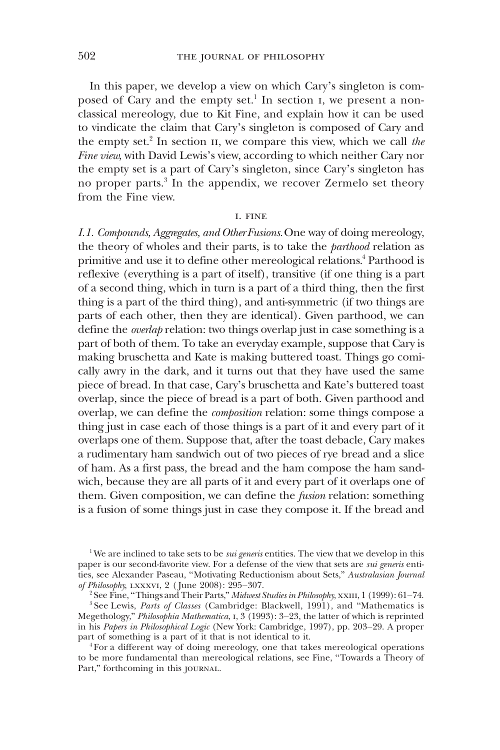In this paper, we develop a view on which Cary's singleton is composed of Cary and the empty set.[1] In section I, we present a nonclassical mereology, due to Kit Fine, and explain how it can be used to vindicate the claim that Cary's singleton is composed of Cary and the empty set.[2] In section II, we compare this view, which we call *the Fine view*, with David Lewis's view, according to which neither Cary nor the empty set is a part of Cary's singleton, since Cary's singleton has no proper parts.[3] In the appendix, we recover Zermelo set theory from the Fine view.

## I. FINE

*I.1. Compounds, Aggregates, and Other Fusions.* One way of doing mereology, the theory of wholes and their parts, is to take the *parthood* relation as primitive and use it to define other mereological relations.[4] Parthood is reflexive (everything is a part of itself), transitive (if one thing is a part of a second thing, which in turn is a part of a third thing, then the first thing is a part of the third thing), and anti-symmetric (if two things are parts of each other, then they are identical). Given parthood, we can define the *overlap* relation: two things overlap just in case something is a part of both of them. To take an everyday example, suppose that Cary is making bruschetta and Kate is making buttered toast. Things go comically awry in the dark, and it turns out that they have used the same piece of bread. In that case, Cary's bruschetta and Kate's buttered toast overlap, since the piece of bread is a part of both. Given parthood and overlap, we can define the *composition* relation: some things compose a thing just in case each of those things is a part of it and every part of it overlaps one of them. Suppose that, after the toast debacle, Cary makes a rudimentary ham sandwich out of two pieces of rye bread and a slice of ham. As a first pass, the bread and the ham compose the ham sandwich, because they are all parts of it and every part of it overlaps one of them. Given composition, we can define the *fusion* relation: something is a fusion of some things just in case they compose it. If the bread and

---

[1] We are inclined to take sets to be *sui generis* entities. The view that we develop in this paper is our second-favorite view. For a defense of the view that sets are *sui generis* entities, see Alexander Paseau, "Motivating Reductionism about Sets," *Australasian Journal of Philosophy*, LXXXVI, 2 (June 2008): 295–307.

[2] See Fine, "Things and Their Parts," *Midwest Studies in Philosophy*, XXIII, 1 (1999): 61–74.

[3] See Lewis, *Parts of Classes* (Cambridge: Blackwell, 1991), and "Mathematics is Megethology," *Philosophia Mathematica*, I, 3 (1993): 3–23, the latter of which is reprinted in his *Papers in Philosophical Logic* (New York: Cambridge, 1997), pp. 203–29. A proper part of something is a part of it that is not identical to it.

[4] For a different way of doing mereology, one that takes mereological operations to be more fundamental than mereological relations, see Fine, "Towards a Theory of Part," forthcoming in this JOURNAL.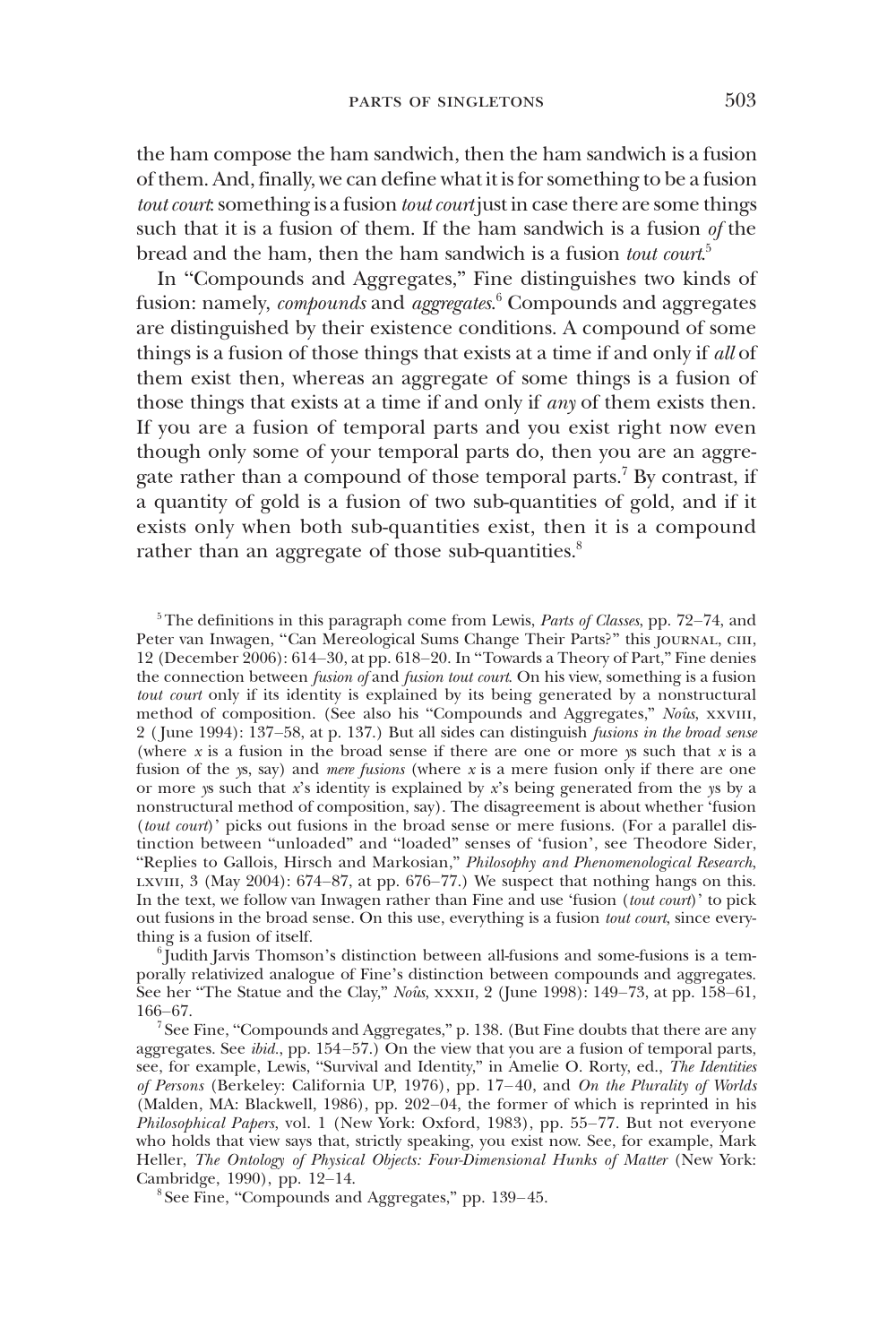the ham compose the ham sandwich, then the ham sandwich is a fusion of them. And, finally, we can define what it is for something to be a fusion *tout court*: something is a fusion *tout court* just in case there are some things such that it is a fusion of them. If the ham sandwich is a fusion *of* the bread and the ham, then the ham sandwich is a fusion *tout court*.[5]

In "Compounds and Aggregates," Fine distinguishes two kinds of fusion: namely, *compounds* and *aggregates*.[6] Compounds and aggregates are distinguished by their existence conditions. A compound of some things is a fusion of those things that exists at a time if and only if *all* of them exist then, whereas an aggregate of some things is a fusion of those things that exists at a time if and only if *any* of them exists then. If you are a fusion of temporal parts and you exist right now even though only some of your temporal parts do, then you are an aggregate rather than a compound of those temporal parts.[7] By contrast, if a quantity of gold is a fusion of two sub-quantities of gold, and if it exists only when both sub-quantities exist, then it is a compound rather than an aggregate of those sub-quantities.[8]

---

[5] The definitions in this paragraph come from Lewis, *Parts of Classes*, pp. 72–74, and Peter van Inwagen, "Can Mereological Sums Change Their Parts?" this JOURNAL, CIII, 12 (December 2006): 614–30, at pp. 618–20. In "Towards a Theory of Part," Fine denies the connection between *fusion of* and *fusion tout court*. On his view, something is a fusion *tout court* only if its identity is explained by its being generated by a nonstructural method of composition. (See also his "Compounds and Aggregates," *Noûs*, XXVIII, 2 (June 1994): 137–58, at p. 137.) But all sides can distinguish *fusions in the broad sense* (where $x$ is a fusion in the broad sense if there are one or more $y$s such that $x$ is a fusion of the $y$s, say) and *mere fusions* (where $x$ is a mere fusion only if there are one or more $y$s such that $x$'s identity is explained by $x$'s being generated from the $y$s by a nonstructural method of composition, say). The disagreement is about whether 'fusion (*tout court*)' picks out fusions in the broad sense or mere fusions. (For a parallel distinction between "unloaded" and "loaded" senses of 'fusion', see Theodore Sider, "Replies to Gallois, Hirsch and Markosian," *Philosophy and Phenomenological Research*, LXVIII, 3 (May 2004): 674–87, at pp. 676–77.) We suspect that nothing hangs on this. In the text, we follow van Inwagen rather than Fine and use 'fusion (*tout court*)' to pick out fusions in the broad sense. On this use, everything is a fusion *tout court*, since everything is a fusion of itself.

[6] Judith Jarvis Thomson's distinction between all-fusions and some-fusions is a temporally relativized analogue of Fine's distinction between compounds and aggregates. See her "The Statue and the Clay," *Noûs*, XXXII, 2 (June 1998): 149–73, at pp. 158–61, 166–67.

[7] See Fine, "Compounds and Aggregates," p. 138. (But Fine doubts that there are any aggregates. See *ibid*., pp. 154–57.) On the view that you are a fusion of temporal parts, see, for example, Lewis, "Survival and Identity," in Amelie O. Rorty, ed., *The Identities of Persons* (Berkeley: California UP, 1976), pp. 17–40, and *On the Plurality of Worlds* (Malden, MA: Blackwell, 1986), pp. 202–04, the former of which is reprinted in his *Philosophical Papers*, vol. 1 (New York: Oxford, 1983), pp. 55–77. But not everyone who holds that view says that, strictly speaking, you exist now. See, for example, Mark Heller, *The Ontology of Physical Objects: Four-Dimensional Hunks of Matter* (New York: Cambridge, 1990), pp. 12–14.

[8] See Fine, "Compounds and Aggregates," pp. 139–45.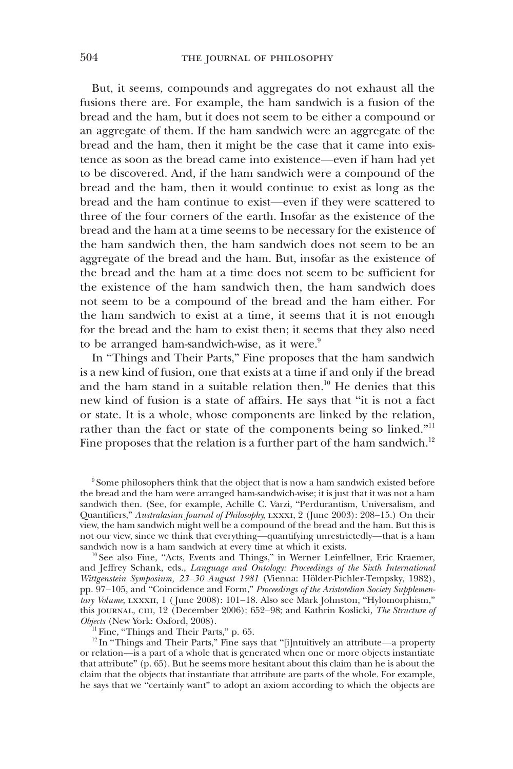But, it seems, compounds and aggregates do not exhaust all the fusions there are. For example, the ham sandwich is a fusion of the bread and the ham, but it does not seem to be either a compound or an aggregate of them. If the ham sandwich were an aggregate of the bread and the ham, then it might be the case that it came into existence as soon as the bread came into existence—even if ham had yet to be discovered. And, if the ham sandwich were a compound of the bread and the ham, then it would continue to exist as long as the bread and the ham continue to exist—even if they were scattered to three of the four corners of the earth. Insofar as the existence of the bread and the ham at a time seems to be necessary for the existence of the ham sandwich then, the ham sandwich does not seem to be an aggregate of the bread and the ham. But, insofar as the existence of the bread and the ham at a time does not seem to be sufficient for the existence of the ham sandwich then, the ham sandwich does not seem to be a compound of the bread and the ham either. For the ham sandwich to exist at a time, it seems that it is not enough for the bread and the ham to exist then; it seems that they also need to be arranged ham-sandwich-wise, as it were.[9]

In "Things and Their Parts," Fine proposes that the ham sandwich is a new kind of fusion, one that exists at a time if and only if the bread and the ham stand in a suitable relation then.[10] He denies that this new kind of fusion is a state of affairs. He says that "it is not a fact or state. It is a whole, whose components are linked by the relation, rather than the fact or state of the components being so linked."[11] Fine proposes that the relation is a further part of the ham sandwich.[12]

[9] Some philosophers think that the object that is now a ham sandwich existed before the bread and the ham were arranged ham-sandwich-wise; it is just that it was not a ham sandwich then. (See, for example, Achille C. Varzi, "Perdurantism, Universalism, and Quantifiers," *Australasian Journal of Philosophy*, LXXXI, 2 (June 2003): 208–15.) On their view, the ham sandwich might well be a compound of the bread and the ham. But this is not our view, since we think that everything—quantifying unrestrictedly—that is a ham sandwich now is a ham sandwich at every time at which it exists.

[10] See also Fine, "Acts, Events and Things," in Werner Leinfellner, Eric Kraemer, and Jeffrey Schank, eds., *Language and Ontology: Proceedings of the Sixth International Wittgenstein Symposium, 23–30 August 1981* (Vienna: Hölder-Pichler-Tempsky, 1982), pp. 97–105, and "Coincidence and Form," *Proceedings of the Aristotelian Society Supplementary Volume*, LXXXII, 1 (June 2008): 101–18. Also see Mark Johnston, "Hylomorphism," this JOURNAL, CIII, 12 (December 2006): 652–98; and Kathrin Koslicki, *The Structure of Objects* (New York: Oxford, 2008).

[11] Fine, "Things and Their Parts," p. 65.

[12] In "Things and Their Parts," Fine says that "[i]ntuitively an attribute—a property or relation—is a part of a whole that is generated when one or more objects instantiate that attribute" (p. 65). But he seems more hesitant about this claim than he is about the claim that the objects that instantiate that attribute are parts of the whole. For example, he says that we "certainly want" to adopt an axiom according to which the objects are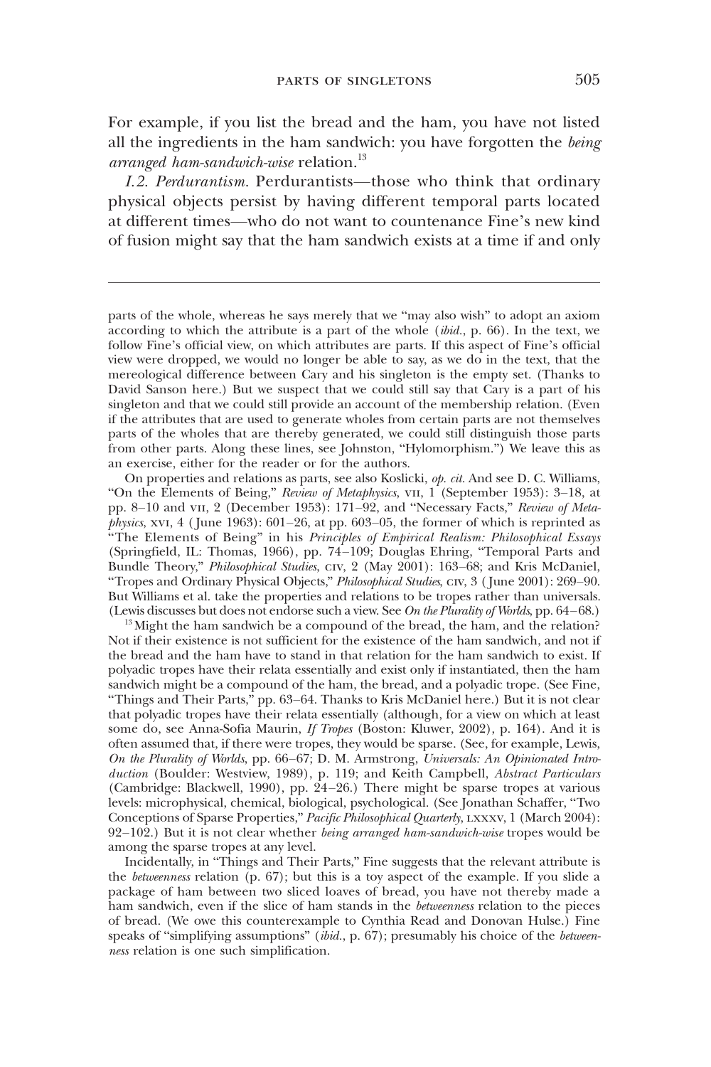For example, if you list the bread and the ham, you have not listed all the ingredients in the ham sandwich: you have forgotten the *being arranged ham-sandwich-wise* relation.[13]

*I.2. Perdurantism.* Perdurantists—those who think that ordinary physical objects persist by having different temporal parts located at different times—who do not want to countenance Fine's new kind of fusion might say that the ham sandwich exists at a time if and only

---

parts of the whole, whereas he says merely that we "may also wish" to adopt an axiom according to which the attribute is a part of the whole (*ibid.*, p. 66). In the text, we follow Fine's official view, on which attributes are parts. If this aspect of Fine's official view were dropped, we would no longer be able to say, as we do in the text, that the mereological difference between Cary and his singleton is the empty set. (Thanks to David Sanson here.) But we suspect that we could still say that Cary is a part of his singleton and that we could still provide an account of the membership relation. (Even if the attributes that are used to generate wholes from certain parts are not themselves parts of the wholes that are thereby generated, we could still distinguish those parts from other parts. Along these lines, see Johnston, "Hylomorphism.") We leave this as an exercise, either for the reader or for the authors.

On properties and relations as parts, see also Koslicki, *op. cit.* And see D. C. Williams, "On the Elements of Being," *Review of Metaphysics*, VII, 1 (September 1953): 3–18, at pp. 8–10 and VII, 2 (December 1953): 171–92, and "Necessary Facts," *Review of Metaphysics*, XVI, 4 (June 1963): 601–26, at pp. 603–05, the former of which is reprinted as "The Elements of Being" in his *Principles of Empirical Realism: Philosophical Essays* (Springfield, IL: Thomas, 1966), pp. 74–109; Douglas Ehring, "Temporal Parts and Bundle Theory," *Philosophical Studies*, CIV, 2 (May 2001): 163–68; and Kris McDaniel, "Tropes and Ordinary Physical Objects," *Philosophical Studies*, CIV, 3 (June 2001): 269–90. But Williams et al. take the properties and relations to be tropes rather than universals. (Lewis discusses but does not endorse such a view. See *On the Plurality of Worlds*, pp. 64–68.)

[13] Might the ham sandwich be a compound of the bread, the ham, and the relation? Not if their existence is not sufficient for the existence of the ham sandwich, and not if the bread and the ham have to stand in that relation for the ham sandwich to exist. If polyadic tropes have their relata essentially and exist only if instantiated, then the ham sandwich might be a compound of the ham, the bread, and a polyadic trope. (See Fine, "Things and Their Parts," pp. 63–64. Thanks to Kris McDaniel here.) But it is not clear that polyadic tropes have their relata essentially (although, for a view on which at least some do, see Anna-Sofia Maurin, *If Tropes* (Boston: Kluwer, 2002), p. 164). And it is often assumed that, if there were tropes, they would be sparse. (See, for example, Lewis, *On the Plurality of Worlds*, pp. 66–67; D. M. Armstrong, *Universals: An Opinionated Introduction* (Boulder: Westview, 1989), p. 119; and Keith Campbell, *Abstract Particulars* (Cambridge: Blackwell, 1990), pp. 24–26.) There might be sparse tropes at various levels: microphysical, chemical, biological, psychological. (See Jonathan Schaffer, "Two Conceptions of Sparse Properties," *Pacific Philosophical Quarterly*, LXXXV, 1 (March 2004): 92–102.) But it is not clear whether *being arranged ham-sandwich-wise* tropes would be among the sparse tropes at any level.

Incidentally, in "Things and Their Parts," Fine suggests that the relevant attribute is the *betweenness* relation (p. 67); but this is a toy aspect of the example. If you slide a package of ham between two sliced loaves of bread, you have not thereby made a ham sandwich, even if the slice of ham stands in the *betweenness* relation to the pieces of bread. (We owe this counterexample to Cynthia Read and Donovan Hulse.) Fine speaks of "simplifying assumptions" (*ibid.*, p. 67); presumably his choice of the *betweenness* relation is one such simplification.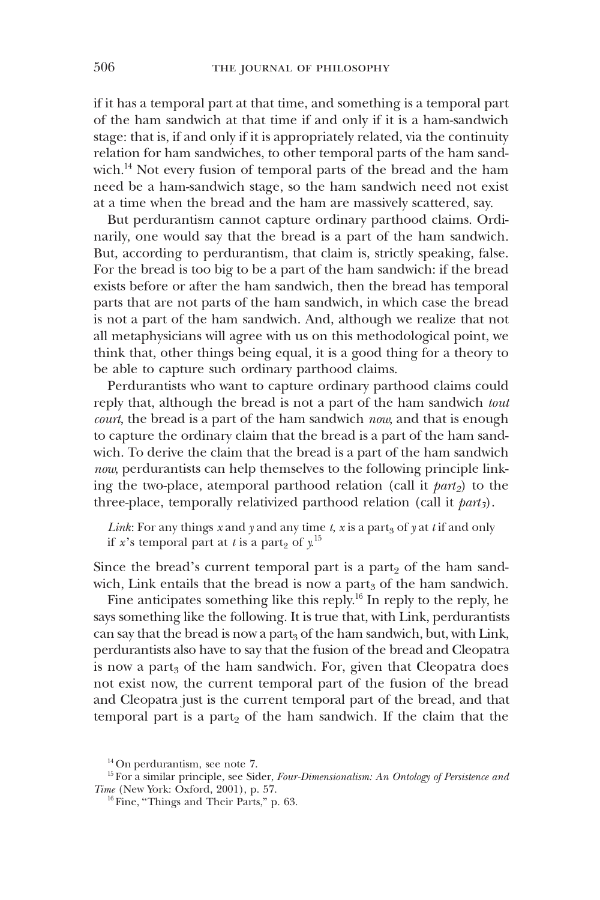if it has a temporal part at that time, and something is a temporal part of the ham sandwich at that time if and only if it is a ham-sandwich stage: that is, if and only if it is appropriately related, via the continuity relation for ham sandwiches, to other temporal parts of the ham sandwich.[14] Not every fusion of temporal parts of the bread and the ham need be a ham-sandwich stage, so the ham sandwich need not exist at a time when the bread and the ham are massively scattered, say.

But perdurantism cannot capture ordinary parthood claims. Ordinarily, one would say that the bread is a part of the ham sandwich. But, according to perdurantism, that claim is, strictly speaking, false. For the bread is too big to be a part of the ham sandwich: if the bread exists before or after the ham sandwich, then the bread has temporal parts that are not parts of the ham sandwich, in which case the bread is not a part of the ham sandwich. And, although we realize that not all metaphysicians will agree with us on this methodological point, we think that, other things being equal, it is a good thing for a theory to be able to capture such ordinary parthood claims.

Perdurantists who want to capture ordinary parthood claims could reply that, although the bread is not a part of the ham sandwich *tout court*, the bread is a part of the ham sandwich *now*, and that is enough to capture the ordinary claim that the bread is a part of the ham sandwich. To derive the claim that the bread is a part of the ham sandwich *now*, perdurantists can help themselves to the following principle linking the two-place, atemporal parthood relation (call it $part_2$) to the three-place, temporally relativized parthood relation (call it $part_3$).

> *Link*: For any things $x$ and $y$ and any time $t$, $x$ is a $\text{part}_3$ of $y$ at $t$ if and only if $x$'s temporal part at $t$ is a $\text{part}_2$ of $y$.[15]

Since the bread's current temporal part is a $\text{part}_2$ of the ham sandwich, Link entails that the bread is now a $\text{part}_3$ of the ham sandwich.

Fine anticipates something like this reply.[16] In reply to the reply, he says something like the following. It is true that, with Link, perdurantists can say that the bread is now a $\text{part}_3$ of the ham sandwich, but, with Link, perdurantists also have to say that the fusion of the bread and Cleopatra is now a $\text{part}_3$ of the ham sandwich. For, given that Cleopatra does not exist now, the current temporal part of the fusion of the bread and Cleopatra just is the current temporal part of the bread, and that temporal part is a $\text{part}_2$ of the ham sandwich. If the claim that the

---

[14] On perdurantism, see note 7.

[15] For a similar principle, see Sider, *Four-Dimensionalism: An Ontology of Persistence and Time* (New York: Oxford, 2001), p. 57.

[16] Fine, "Things and Their Parts," p. 63.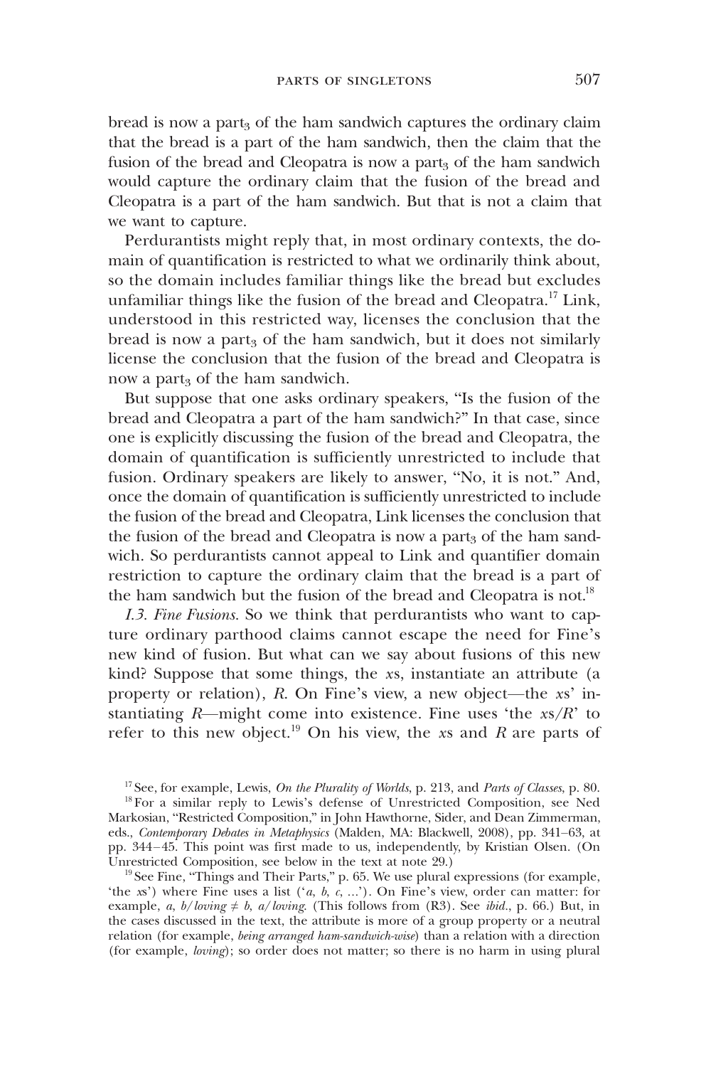bread is now a $\text{part}_3$ of the ham sandwich captures the ordinary claim that the bread is a part of the ham sandwich, then the claim that the fusion of the bread and Cleopatra is now a $\text{part}_3$ of the ham sandwich would capture the ordinary claim that the fusion of the bread and Cleopatra is a part of the ham sandwich. But that is not a claim that we want to capture.

Perdurantists might reply that, in most ordinary contexts, the domain of quantification is restricted to what we ordinarily think about, so the domain includes familiar things like the bread but excludes unfamiliar things like the fusion of the bread and Cleopatra.[17] Link, understood in this restricted way, licenses the conclusion that the bread is now a $\text{part}_3$ of the ham sandwich, but it does not similarly license the conclusion that the fusion of the bread and Cleopatra is now a $\text{part}_3$ of the ham sandwich.

But suppose that one asks ordinary speakers, "Is the fusion of the bread and Cleopatra a part of the ham sandwich?" In that case, since one is explicitly discussing the fusion of the bread and Cleopatra, the domain of quantification is sufficiently unrestricted to include that fusion. Ordinary speakers are likely to answer, "No, it is not." And, once the domain of quantification is sufficiently unrestricted to include the fusion of the bread and Cleopatra, Link licenses the conclusion that the fusion of the bread and Cleopatra is now a $\text{part}_3$ of the ham sandwich. So perdurantists cannot appeal to Link and quantifier domain restriction to capture the ordinary claim that the bread is a part of the ham sandwich but the fusion of the bread and Cleopatra is not.[18]

*I.3. Fine Fusions*. So we think that perdurantists who want to capture ordinary parthood claims cannot escape the need for Fine's new kind of fusion. But what can we say about fusions of this new kind? Suppose that some things, the *x*s, instantiate an attribute (a property or relation), *R*. On Fine's view, a new object—the *x*s' instantiating *R*—might come into existence. Fine uses 'the *x*s/*R*' to refer to this new object.[19] On his view, the *x*s and *R* are parts of

[17] See, for example, Lewis, *On the Plurality of Worlds*, p. 213, and *Parts of Classes*, p. 80.

[18] For a similar reply to Lewis's defense of Unrestricted Composition, see Ned Markosian, "Restricted Composition," in John Hawthorne, Sider, and Dean Zimmerman, eds., *Contemporary Debates in Metaphysics* (Malden, MA: Blackwell, 2008), pp. 341–63, at pp. 344–45. This point was first made to us, independently, by Kristian Olsen. (On Unrestricted Composition, see below in the text at note 29.)

[19] See Fine, "Things and Their Parts," p. 65. We use plural expressions (for example, 'the *x*s') where Fine uses a list ('*a*, *b*, *c*, …'). On Fine's view, order can matter: for example, *a*, *b*/*loving* ≠ *b*, *a*/*loving*. (This follows from (R3). See *ibid*., p. 66.) But, in the cases discussed in the text, the attribute is more of a group property or a neutral relation (for example, *being arranged ham-sandwich-wise*) than a relation with a direction (for example, *loving*); so order does not matter; so there is no harm in using plural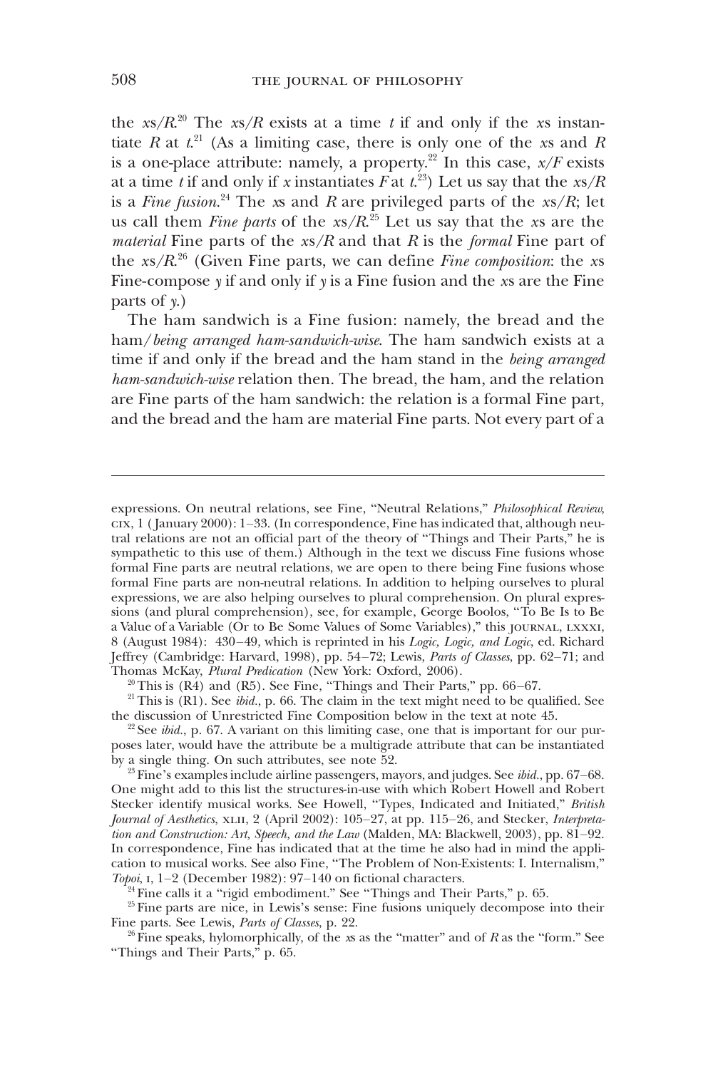the *x*s/*R*.[20] The *x*s/*R* exists at a time *t* if and only if the *x*s instantiate *R* at *t*.[21] (As a limiting case, there is only one of the *x*s and *R* is a one-place attribute: namely, a property.[22] In this case, *x/F* exists at a time *t* if and only if *x* instantiates *F* at *t*.[23]) Let us say that the *x*s/*R* is a *Fine fusion*.[24] The *x*s and *R* are privileged parts of the *x*s/*R*; let us call them *Fine parts* of the *x*s/*R*.[25] Let us say that the *x*s are the *material* Fine parts of the *x*s/*R* and that *R* is the *formal* Fine part of the *x*s/*R*.[26] (Given Fine parts, we can define *Fine composition*: the *x*s Fine-compose *y* if and only if *y* is a Fine fusion and the *x*s are the Fine parts of *y*.)

The ham sandwich is a Fine fusion: namely, the bread and the ham/*being arranged ham-sandwich-wise*. The ham sandwich exists at a time if and only if the bread and the ham stand in the *being arranged ham-sandwich-wise* relation then. The bread, the ham, and the relation are Fine parts of the ham sandwich: the relation is a formal Fine part, and the bread and the ham are material Fine parts. Not every part of a

---

expressions. On neutral relations, see Fine, "Neutral Relations," *Philosophical Review*, CIX, 1 (January 2000): 1–33. (In correspondence, Fine has indicated that, although neutral relations are not an official part of the theory of "Things and Their Parts," he is sympathetic to this use of them.) Although in the text we discuss Fine fusions whose formal Fine parts are neutral relations, we are open to there being Fine fusions whose formal Fine parts are non-neutral relations. In addition to helping ourselves to plural expressions, we are also helping ourselves to plural comprehension. On plural expressions (and plural comprehension), see, for example, George Boolos, "To Be Is to Be a Value of a Variable (Or to Be Some Values of Some Variables)," this JOURNAL, LXXXI, 8 (August 1984): 430–49, which is reprinted in his *Logic, Logic, and Logic*, ed. Richard Jeffrey (Cambridge: Harvard, 1998), pp. 54–72; Lewis, *Parts of Classes*, pp. 62–71; and Thomas McKay, *Plural Predication* (New York: Oxford, 2006).

[20] This is (R4) and (R5). See Fine, "Things and Their Parts," pp. 66–67.

[21] This is (R1). See *ibid*., p. 66. The claim in the text might need to be qualified. See the discussion of Unrestricted Fine Composition below in the text at note 45.

[22] See *ibid*., p. 67. A variant on this limiting case, one that is important for our purposes later, would have the attribute be a multigrade attribute that can be instantiated by a single thing. On such attributes, see note 52.

[23] Fine's examples include airline passengers, mayors, and judges. See *ibid*., pp. 67–68. One might add to this list the structures-in-use with which Robert Howell and Robert Stecker identify musical works. See Howell, "Types, Indicated and Initiated," *British Journal of Aesthetics*, XLII, 2 (April 2002): 105–27, at pp. 115–26, and Stecker, *Interpretation and Construction: Art, Speech, and the Law* (Malden, MA: Blackwell, 2003), pp. 81–92. In correspondence, Fine has indicated that at the time he also had in mind the application to musical works. See also Fine, "The Problem of Non-Existents: I. Internalism," *Topoi*, I, 1–2 (December 1982): 97–140 on fictional characters.

[24] Fine calls it a "rigid embodiment." See "Things and Their Parts," p. 65.

[25] Fine parts are nice, in Lewis's sense: Fine fusions uniquely decompose into their Fine parts. See Lewis, *Parts of Classes*, p. 22.

[26] Fine speaks, hylomorphically, of the *x*s as the "matter" and of *R* as the "form." See "Things and Their Parts," p. 65.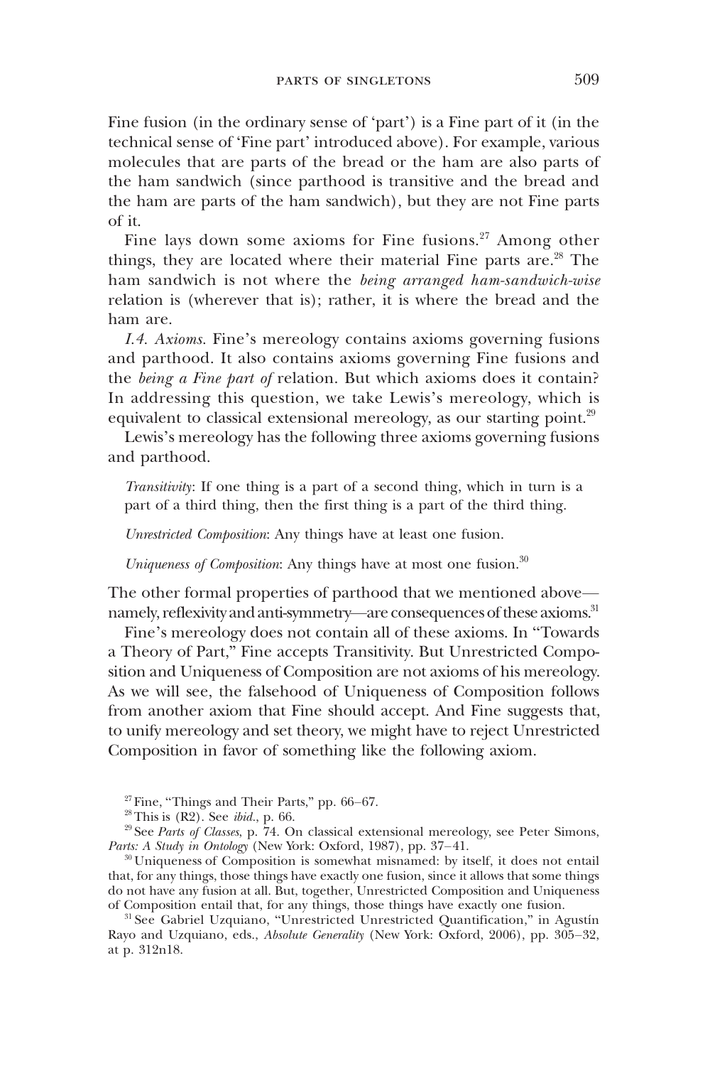Fine fusion (in the ordinary sense of 'part') is a Fine part of it (in the technical sense of 'Fine part' introduced above). For example, various molecules that are parts of the bread or the ham are also parts of the ham sandwich (since parthood is transitive and the bread and the ham are parts of the ham sandwich), but they are not Fine parts of it.

Fine lays down some axioms for Fine fusions.[27] Among other things, they are located where their material Fine parts are.[28] The ham sandwich is not where the *being arranged ham-sandwich-wise* relation is (wherever that is); rather, it is where the bread and the ham are.

*I.4. Axioms.* Fine's mereology contains axioms governing fusions and parthood. It also contains axioms governing Fine fusions and the *being a Fine part of* relation. But which axioms does it contain? In addressing this question, we take Lewis's mereology, which is equivalent to classical extensional mereology, as our starting point.[29]

Lewis's mereology has the following three axioms governing fusions and parthood.

> *Transitivity*: If one thing is a part of a second thing, which in turn is a part of a third thing, then the first thing is a part of the third thing.
>
> *Unrestricted Composition*: Any things have at least one fusion.
>
> *Uniqueness of Composition*: Any things have at most one fusion.[30]

The other formal properties of parthood that we mentioned above—namely, reflexivity and anti-symmetry—are consequences of these axioms.[31]

Fine's mereology does not contain all of these axioms. In "Towards a Theory of Part," Fine accepts Transitivity. But Unrestricted Composition and Uniqueness of Composition are not axioms of his mereology. As we will see, the falsehood of Uniqueness of Composition follows from another axiom that Fine should accept. And Fine suggests that, to unify mereology and set theory, we might have to reject Unrestricted Composition in favor of something like the following axiom.

---

[27] Fine, "Things and Their Parts," pp. 66–67.

[28] This is (R2). See *ibid.*, p. 66.

[29] See *Parts of Classes*, p. 74. On classical extensional mereology, see Peter Simons, *Parts: A Study in Ontology* (New York: Oxford, 1987), pp. 37–41.

[30] Uniqueness of Composition is somewhat misnamed: by itself, it does not entail that, for any things, those things have exactly one fusion, since it allows that some things do not have any fusion at all. But, together, Unrestricted Composition and Uniqueness of Composition entail that, for any things, those things have exactly one fusion.

[31] See Gabriel Uzquiano, "Unrestricted Unrestricted Quantification," in Agustín Rayo and Uzquiano, eds., *Absolute Generality* (New York: Oxford, 2006), pp. 305–32, at p. 312n18.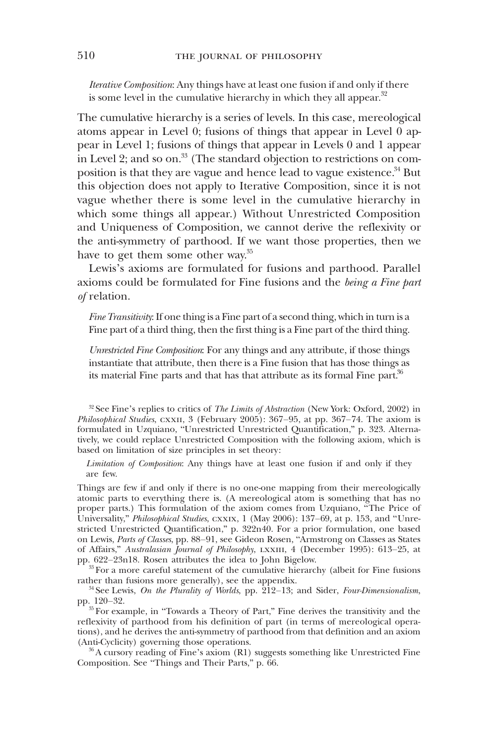*Iterative Composition*: Any things have at least one fusion if and only if there is some level in the cumulative hierarchy in which they all appear.[32]

The cumulative hierarchy is a series of levels. In this case, mereological atoms appear in Level 0; fusions of things that appear in Level 0 appear in Level 1; fusions of things that appear in Levels 0 and 1 appear in Level 2; and so on.[33] (The standard objection to restrictions on composition is that they are vague and hence lead to vague existence.[34] But this objection does not apply to Iterative Composition, since it is not vague whether there is some level in the cumulative hierarchy in which some things all appear.) Without Unrestricted Composition and Uniqueness of Composition, we cannot derive the reflexivity or the anti-symmetry of parthood. If we want those properties, then we have to get them some other way.[35]

Lewis's axioms are formulated for fusions and parthood. Parallel axioms could be formulated for Fine fusions and the *being a Fine part of* relation.

*Fine Transitivity*: If one thing is a Fine part of a second thing, which in turn is a Fine part of a third thing, then the first thing is a Fine part of the third thing.

*Unrestricted Fine Composition*: For any things and any attribute, if those things instantiate that attribute, then there is a Fine fusion that has those things as its material Fine parts and that has that attribute as its formal Fine part.[36]

---

[32] See Fine's replies to critics of *The Limits of Abstraction* (New York: Oxford, 2002) in *Philosophical Studies*, CXXII, 3 (February 2005): 367–95, at pp. 367–74. The axiom is formulated in Uzquiano, "Unrestricted Unrestricted Quantification," p. 323. Alternatively, we could replace Unrestricted Composition with the following axiom, which is based on limitation of size principles in set theory:

*Limitation of Composition*: Any things have at least one fusion if and only if they are few.

Things are few if and only if there is no one-one mapping from their mereologically atomic parts to everything there is. (A mereological atom is something that has no proper parts.) This formulation of the axiom comes from Uzquiano, "The Price of Universality," *Philosophical Studies*, CXXIX, 1 (May 2006): 137–69, at p. 153, and "Unrestricted Unrestricted Quantification," p. 322n40. For a prior formulation, one based on Lewis, *Parts of Classes*, pp. 88–91, see Gideon Rosen, "Armstrong on Classes as States of Affairs," *Australasian Journal of Philosophy*, LXXIII, 4 (December 1995): 613–25, at pp. 622–23n18. Rosen attributes the idea to John Bigelow.

[33] For a more careful statement of the cumulative hierarchy (albeit for Fine fusions rather than fusions more generally), see the appendix.

[34] See Lewis, *On the Plurality of Worlds*, pp. 212–13; and Sider, *Four-Dimensionalism*, pp. 120–32.

[35] For example, in "Towards a Theory of Part," Fine derives the transitivity and the reflexivity of parthood from his definition of part (in terms of mereological operations), and he derives the anti-symmetry of parthood from that definition and an axiom (Anti-Cyclicity) governing those operations.

[36] A cursory reading of Fine's axiom (R1) suggests something like Unrestricted Fine Composition. See "Things and Their Parts," p. 66.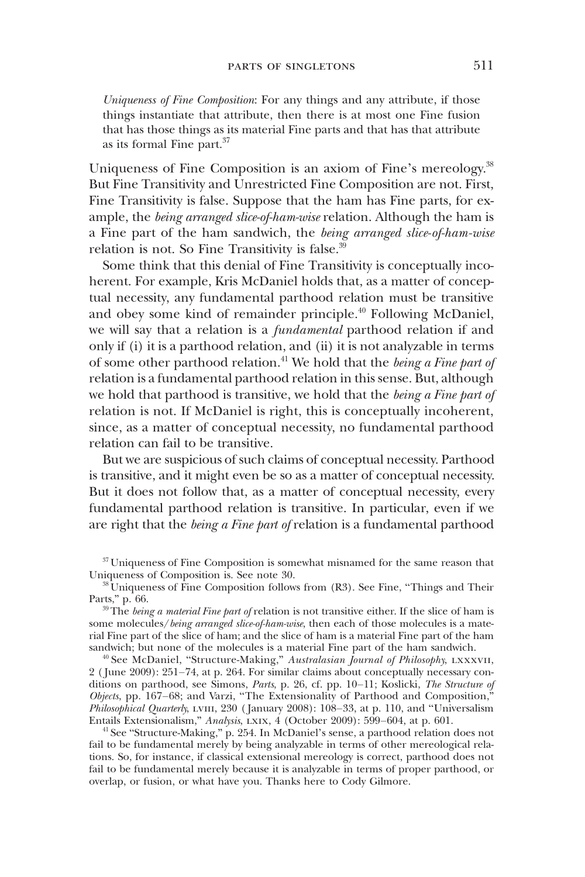*Uniqueness of Fine Composition*: For any things and any attribute, if those things instantiate that attribute, then there is at most one Fine fusion that has those things as its material Fine parts and that has that attribute as its formal Fine part.[37]

Uniqueness of Fine Composition is an axiom of Fine's mereology.[38] But Fine Transitivity and Unrestricted Fine Composition are not. First, Fine Transitivity is false. Suppose that the ham has Fine parts, for example, the *being arranged slice-of-ham-wise* relation. Although the ham is a Fine part of the ham sandwich, the *being arranged slice-of-ham-wise* relation is not. So Fine Transitivity is false.[39]

Some think that this denial of Fine Transitivity is conceptually incoherent. For example, Kris McDaniel holds that, as a matter of conceptual necessity, any fundamental parthood relation must be transitive and obey some kind of remainder principle.[40] Following McDaniel, we will say that a relation is a *fundamental* parthood relation if and only if (i) it is a parthood relation, and (ii) it is not analyzable in terms of some other parthood relation.[41] We hold that the *being a Fine part of* relation is a fundamental parthood relation in this sense. But, although we hold that parthood is transitive, we hold that the *being a Fine part of* relation is not. If McDaniel is right, this is conceptually incoherent, since, as a matter of conceptual necessity, no fundamental parthood relation can fail to be transitive.

But we are suspicious of such claims of conceptual necessity. Parthood is transitive, and it might even be so as a matter of conceptual necessity. But it does not follow that, as a matter of conceptual necessity, every fundamental parthood relation is transitive. In particular, even if we are right that the *being a Fine part of* relation is a fundamental parthood

---

[37] Uniqueness of Fine Composition is somewhat misnamed for the same reason that Uniqueness of Composition is. See note 30.

[38] Uniqueness of Fine Composition follows from (R3). See Fine, "Things and Their Parts," p. 66.

[39] The *being a material Fine part of* relation is not transitive either. If the slice of ham is some molecules/*being arranged slice-of-ham-wise*, then each of those molecules is a material Fine part of the slice of ham; and the slice of ham is a material Fine part of the ham sandwich; but none of the molecules is a material Fine part of the ham sandwich.

[40] See McDaniel, "Structure-Making," *Australasian Journal of Philosophy*, LXXXVII, 2 (June 2009): 251–74, at p. 264. For similar claims about conceptually necessary conditions on parthood, see Simons, *Parts*, p. 26, cf. pp. 10–11; Koslicki, *The Structure of Objects*, pp. 167–68; and Varzi, "The Extensionality of Parthood and Composition," *Philosophical Quarterly*, LVIII, 230 (January 2008): 108–33, at p. 110, and "Universalism Entails Extensionalism," *Analysis*, LXIX, 4 (October 2009): 599–604, at p. 601.

[41] See "Structure-Making," p. 254. In McDaniel's sense, a parthood relation does not fail to be fundamental merely by being analyzable in terms of other mereological relations. So, for instance, if classical extensional mereology is correct, parthood does not fail to be fundamental merely because it is analyzable in terms of proper parthood, or overlap, or fusion, or what have you. Thanks here to Cody Gilmore.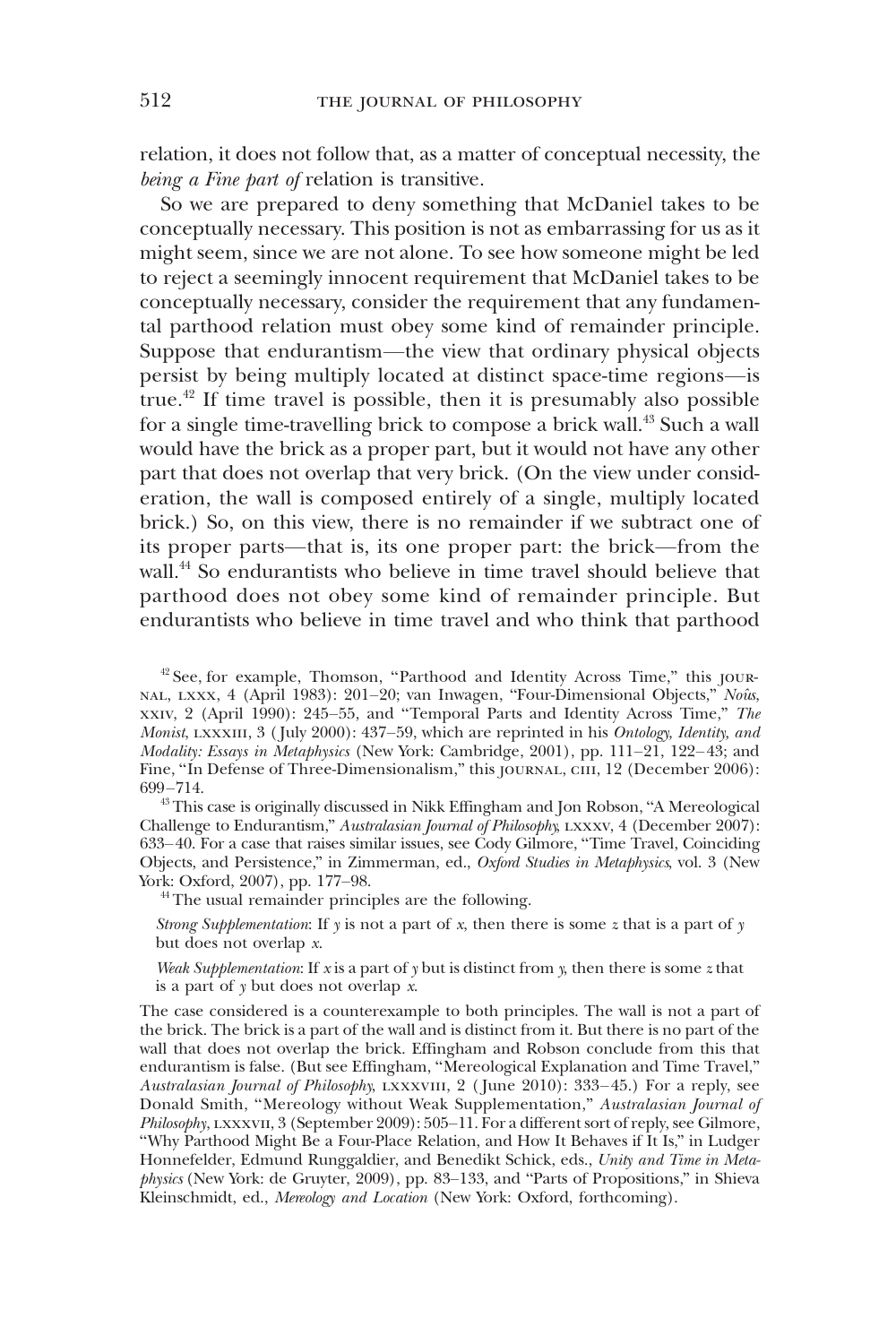relation, it does not follow that, as a matter of conceptual necessity, the *being a Fine part of* relation is transitive.

So we are prepared to deny something that McDaniel takes to be conceptually necessary. This position is not as embarrassing for us as it might seem, since we are not alone. To see how someone might be led to reject a seemingly innocent requirement that McDaniel takes to be conceptually necessary, consider the requirement that any fundamental parthood relation must obey some kind of remainder principle. Suppose that endurantism—the view that ordinary physical objects persist by being multiply located at distinct space-time regions—is true.[42] If time travel is possible, then it is presumably also possible for a single time-travelling brick to compose a brick wall.[43] Such a wall would have the brick as a proper part, but it would not have any other part that does not overlap that very brick. (On the view under consideration, the wall is composed entirely of a single, multiply located brick.) So, on this view, there is no remainder if we subtract one of its proper parts—that is, its one proper part: the brick—from the wall.[44] So endurantists who believe in time travel should believe that parthood does not obey some kind of remainder principle. But endurantists who believe in time travel and who think that parthood

[42] See, for example, Thomson, "Parthood and Identity Across Time," this JOURNAL, LXXX, 4 (April 1983): 201–20; van Inwagen, "Four-Dimensional Objects," *Noûs*, XXIV, 2 (April 1990): 245–55, and "Temporal Parts and Identity Across Time," *The Monist*, LXXXIII, 3 (July 2000): 437–59, which are reprinted in his *Ontology, Identity, and Modality: Essays in Metaphysics* (New York: Cambridge, 2001), pp. 111–21, 122–43; and Fine, "In Defense of Three-Dimensionalism," this JOURNAL, CIII, 12 (December 2006): 699–714.

[43] This case is originally discussed in Nikk Effingham and Jon Robson, "A Mereological Challenge to Endurantism," *Australasian Journal of Philosophy*, LXXXV, 4 (December 2007): 633–40. For a case that raises similar issues, see Cody Gilmore, "Time Travel, Coinciding Objects, and Persistence," in Zimmerman, ed., *Oxford Studies in Metaphysics*, vol. 3 (New York: Oxford, 2007), pp. 177–98.

[44] The usual remainder principles are the following.

*Strong Supplementation*: If $y$ is not a part of $x$, then there is some $z$ that is a part of $y$ but does not overlap $x$.

*Weak Supplementation*: If $x$ is a part of $y$ but is distinct from $y$, then there is some $z$ that is a part of $y$ but does not overlap $x$.

The case considered is a counterexample to both principles. The wall is not a part of the brick. The brick is a part of the wall and is distinct from it. But there is no part of the wall that does not overlap the brick. Effingham and Robson conclude from this that endurantism is false. (But see Effingham, "Mereological Explanation and Time Travel," *Australasian Journal of Philosophy*, LXXXVIII, 2 (June 2010): 333–45.) For a reply, see Donald Smith, "Mereology without Weak Supplementation," *Australasian Journal of Philosophy*, LXXXVII, 3 (September 2009): 505–11. For a different sort of reply, see Gilmore, "Why Parthood Might Be a Four-Place Relation, and How It Behaves if It Is," in Ludger Honnefelder, Edmund Runggaldier, and Benedikt Schick, eds., *Unity and Time in Metaphysics* (New York: de Gruyter, 2009), pp. 83–133, and "Parts of Propositions," in Shieva Kleinschmidt, ed., *Mereology and Location* (New York: Oxford, forthcoming).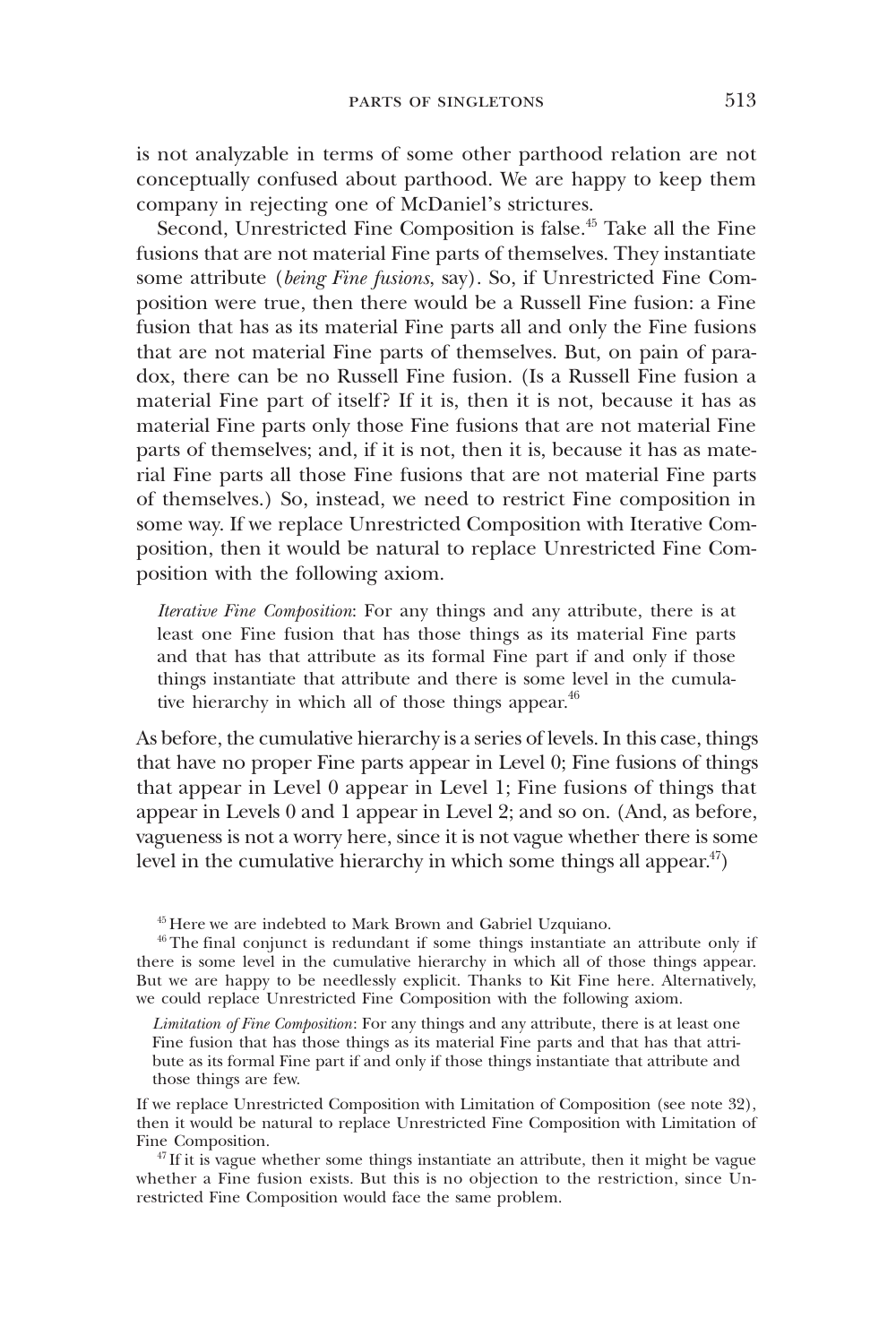is not analyzable in terms of some other parthood relation are not conceptually confused about parthood. We are happy to keep them company in rejecting one of McDaniel's strictures.

Second, Unrestricted Fine Composition is false.[45] Take all the Fine fusions that are not material Fine parts of themselves. They instantiate some attribute (*being Fine fusions*, say). So, if Unrestricted Fine Composition were true, then there would be a Russell Fine fusion: a Fine fusion that has as its material Fine parts all and only the Fine fusions that are not material Fine parts of themselves. But, on pain of paradox, there can be no Russell Fine fusion. (Is a Russell Fine fusion a material Fine part of itself? If it is, then it is not, because it has as material Fine parts only those Fine fusions that are not material Fine parts of themselves; and, if it is not, then it is, because it has as material Fine parts all those Fine fusions that are not material Fine parts of themselves.) So, instead, we need to restrict Fine composition in some way. If we replace Unrestricted Composition with Iterative Composition, then it would be natural to replace Unrestricted Fine Composition with the following axiom.

> *Iterative Fine Composition*: For any things and any attribute, there is at least one Fine fusion that has those things as its material Fine parts and that has that attribute as its formal Fine part if and only if those things instantiate that attribute and there is some level in the cumulative hierarchy in which all of those things appear.[46]

As before, the cumulative hierarchy is a series of levels. In this case, things that have no proper Fine parts appear in Level 0; Fine fusions of things that appear in Level 0 appear in Level 1; Fine fusions of things that appear in Levels 0 and 1 appear in Level 2; and so on. (And, as before, vagueness is not a worry here, since it is not vague whether there is some level in the cumulative hierarchy in which some things all appear.[47])

---

[45] Here we are indebted to Mark Brown and Gabriel Uzquiano.

[46] The final conjunct is redundant if some things instantiate an attribute only if there is some level in the cumulative hierarchy in which all of those things appear. But we are happy to be needlessly explicit. Thanks to Kit Fine here. Alternatively, we could replace Unrestricted Fine Composition with the following axiom.

> *Limitation of Fine Composition*: For any things and any attribute, there is at least one Fine fusion that has those things as its material Fine parts and that has that attribute as its formal Fine part if and only if those things instantiate that attribute and those things are few.

If we replace Unrestricted Composition with Limitation of Composition (see note 32), then it would be natural to replace Unrestricted Fine Composition with Limitation of Fine Composition.

[47] If it is vague whether some things instantiate an attribute, then it might be vague whether a Fine fusion exists. But this is no objection to the restriction, since Unrestricted Fine Composition would face the same problem.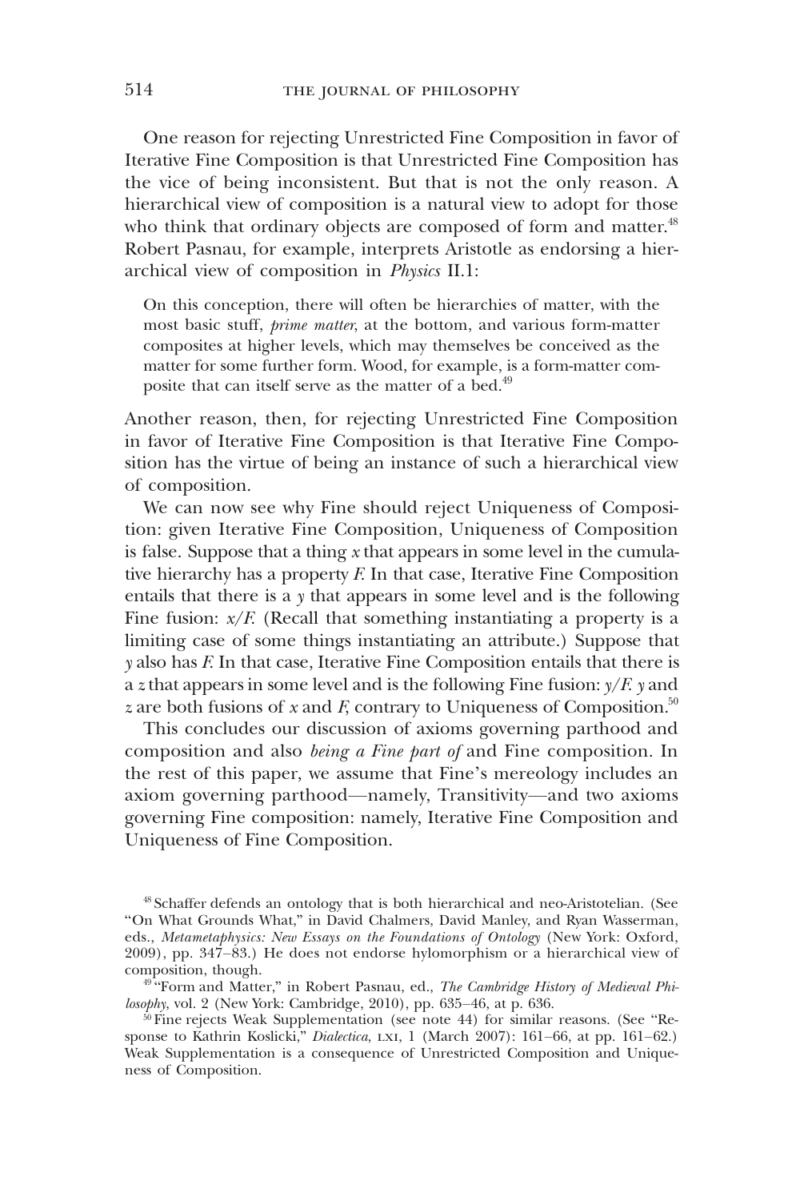One reason for rejecting Unrestricted Fine Composition in favor of Iterative Fine Composition is that Unrestricted Fine Composition has the vice of being inconsistent. But that is not the only reason. A hierarchical view of composition is a natural view to adopt for those who think that ordinary objects are composed of form and matter.[48] Robert Pasnau, for example, interprets Aristotle as endorsing a hierarchical view of composition in *Physics* II.1:

> On this conception, there will often be hierarchies of matter, with the most basic stuff, *prime matter*, at the bottom, and various form-matter composites at higher levels, which may themselves be conceived as the matter for some further form. Wood, for example, is a form-matter composite that can itself serve as the matter of a bed.[49]

Another reason, then, for rejecting Unrestricted Fine Composition in favor of Iterative Fine Composition is that Iterative Fine Composition has the virtue of being an instance of such a hierarchical view of composition.

We can now see why Fine should reject Uniqueness of Composition: given Iterative Fine Composition, Uniqueness of Composition is false. Suppose that a thing $x$ that appears in some level in the cumulative hierarchy has a property $F$. In that case, Iterative Fine Composition entails that there is a $y$ that appears in some level and is the following Fine fusion: $x/F$. (Recall that something instantiating a property is a limiting case of some things instantiating an attribute.) Suppose that $y$ also has $F$. In that case, Iterative Fine Composition entails that there is a $z$ that appears in some level and is the following Fine fusion: $y/F$. $y$ and $z$ are both fusions of $x$ and $F$, contrary to Uniqueness of Composition.[50]

This concludes our discussion of axioms governing parthood and composition and also *being a Fine part of* and Fine composition. In the rest of this paper, we assume that Fine's mereology includes an axiom governing parthood—namely, Transitivity—and two axioms governing Fine composition: namely, Iterative Fine Composition and Uniqueness of Fine Composition.

---

[48] Schaffer defends an ontology that is both hierarchical and neo-Aristotelian. (See "On What Grounds What," in David Chalmers, David Manley, and Ryan Wasserman, eds., *Metametaphysics: New Essays on the Foundations of Ontology* (New York: Oxford, 2009), pp. 347–83.) He does not endorse hylomorphism or a hierarchical view of composition, though.

[49] "Form and Matter," in Robert Pasnau, ed., *The Cambridge History of Medieval Philosophy*, vol. 2 (New York: Cambridge, 2010), pp. 635–46, at p. 636.

[50] Fine rejects Weak Supplementation (see note 44) for similar reasons. (See "Response to Kathrin Koslicki," *Dialectica*, LXI, 1 (March 2007): 161–66, at pp. 161–62.) Weak Supplementation is a consequence of Unrestricted Composition and Uniqueness of Composition.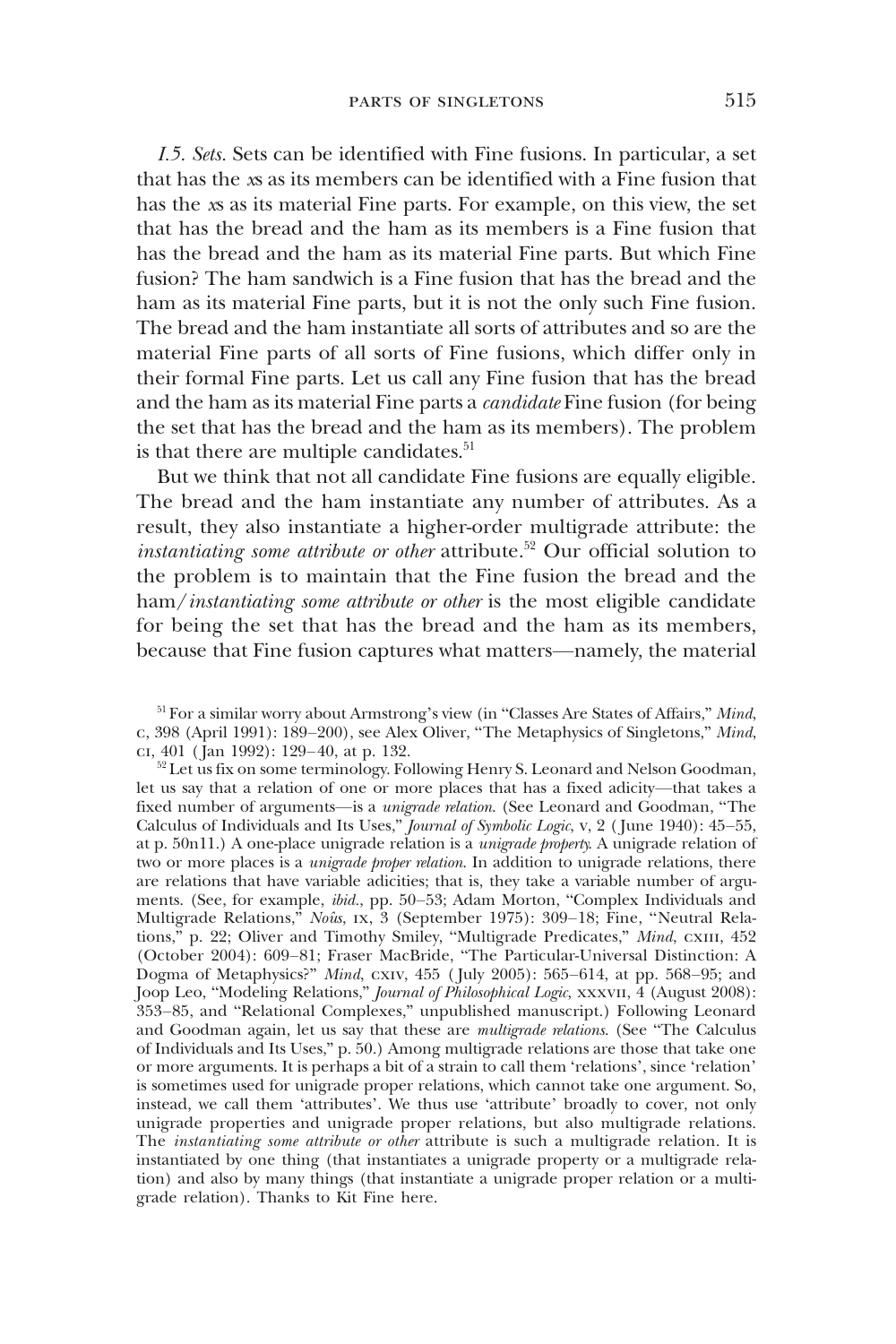*I.5. Sets.* Sets can be identified with Fine fusions. In particular, a set that has the *x*s as its members can be identified with a Fine fusion that has the *x*s as its material Fine parts. For example, on this view, the set that has the bread and the ham as its members is a Fine fusion that has the bread and the ham as its material Fine parts. But which Fine fusion? The ham sandwich is a Fine fusion that has the bread and the ham as its material Fine parts, but it is not the only such Fine fusion. The bread and the ham instantiate all sorts of attributes and so are the material Fine parts of all sorts of Fine fusions, which differ only in their formal Fine parts. Let us call any Fine fusion that has the bread and the ham as its material Fine parts a *candidate* Fine fusion (for being the set that has the bread and the ham as its members). The problem is that there are multiple candidates.[51]

But we think that not all candidate Fine fusions are equally eligible. The bread and the ham instantiate any number of attributes. As a result, they also instantiate a higher-order multigrade attribute: the *instantiating some attribute or other* attribute.[52] Our official solution to the problem is to maintain that the Fine fusion the bread and the ham/*instantiating some attribute or other* is the most eligible candidate for being the set that has the bread and the ham as its members, because that Fine fusion captures what matters—namely, the material

[51] For a similar worry about Armstrong's view (in "Classes Are States of Affairs," *Mind*, C, 398 (April 1991): 189–200), see Alex Oliver, "The Metaphysics of Singletons," *Mind*, CI, 401 (Jan 1992): 129–40, at p. 132.

[52] Let us fix on some terminology. Following Henry S. Leonard and Nelson Goodman, let us say that a relation of one or more places that has a fixed adicity—that takes a fixed number of arguments—is a *unigrade relation*. (See Leonard and Goodman, "The Calculus of Individuals and Its Uses," *Journal of Symbolic Logic*, V, 2 (June 1940): 45–55, at p. 50n11.) A one-place unigrade relation is a *unigrade property*. A unigrade relation of two or more places is a *unigrade proper relation*. In addition to unigrade relations, there are relations that have variable adicities; that is, they take a variable number of arguments. (See, for example, *ibid.*, pp. 50–53; Adam Morton, "Complex Individuals and Multigrade Relations," *Noûs*, IX, 3 (September 1975): 309–18; Fine, "Neutral Relations," p. 22; Oliver and Timothy Smiley, "Multigrade Predicates," *Mind*, CXIII, 452 (October 2004): 609–81; Fraser MacBride, "The Particular-Universal Distinction: A Dogma of Metaphysics?" *Mind*, CXIV, 455 (July 2005): 565–614, at pp. 568–95; and Joop Leo, "Modeling Relations," *Journal of Philosophical Logic*, XXXVII, 4 (August 2008): 353–85, and "Relational Complexes," unpublished manuscript.) Following Leonard and Goodman again, let us say that these are *multigrade relations*. (See "The Calculus of Individuals and Its Uses," p. 50.) Among multigrade relations are those that take one or more arguments. It is perhaps a bit of a strain to call them 'relations', since 'relation' is sometimes used for unigrade proper relations, which cannot take one argument. So, instead, we call them 'attributes'. We thus use 'attribute' broadly to cover, not only unigrade properties and unigrade proper relations, but also multigrade relations. The *instantiating some attribute or other* attribute is such a multigrade relation. It is instantiated by one thing (that instantiates a unigrade property or a multigrade relation) and also by many things (that instantiate a unigrade proper relation or a multigrade relation). Thanks to Kit Fine here.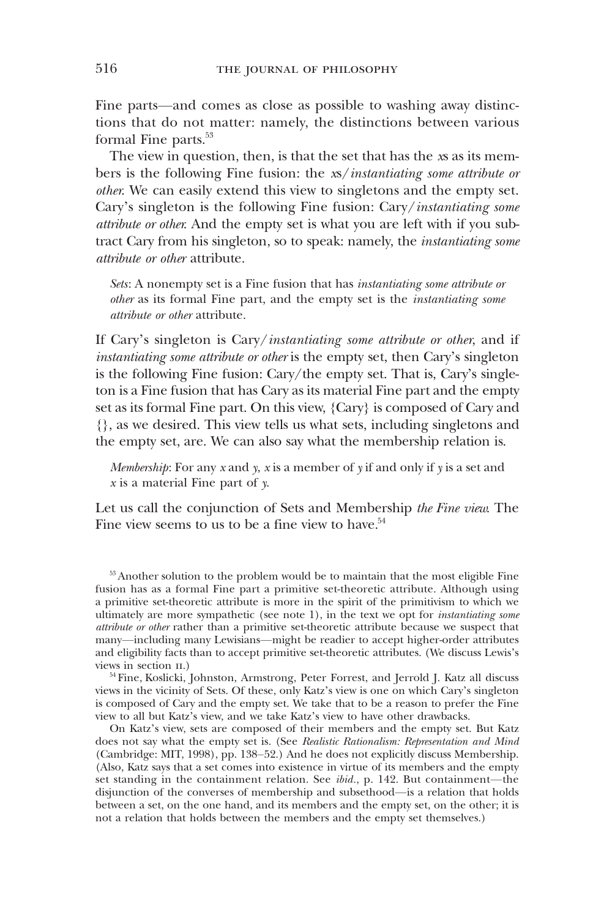Fine parts—and comes as close as possible to washing away distinctions that do not matter: namely, the distinctions between various formal Fine parts.[53]

The view in question, then, is that the set that has the *x*s as its members is the following Fine fusion: the *x*s/*instantiating some attribute or other*. We can easily extend this view to singletons and the empty set. Cary's singleton is the following Fine fusion: Cary/*instantiating some attribute or other*. And the empty set is what you are left with if you subtract Cary from his singleton, so to speak: namely, the *instantiating some attribute or other* attribute.

> *Sets*: A nonempty set is a Fine fusion that has *instantiating some attribute or other* as its formal Fine part, and the empty set is the *instantiating some attribute or other* attribute.

If Cary's singleton is Cary/*instantiating some attribute or other*, and if *instantiating some attribute or other* is the empty set, then Cary's singleton is the following Fine fusion: Cary/the empty set. That is, Cary's singleton is a Fine fusion that has Cary as its material Fine part and the empty set as its formal Fine part. On this view, {Cary} is composed of Cary and {}, as we desired. This view tells us what sets, including singletons and the empty set, are. We can also say what the membership relation is.

> *Membership*: For any *x* and *y*, *x* is a member of *y* if and only if *y* is a set and *x* is a material Fine part of *y*.

Let us call the conjunction of Sets and Membership *the Fine view*. The Fine view seems to us to be a fine view to have.[54]

---

[53] Another solution to the problem would be to maintain that the most eligible Fine fusion has as a formal Fine part a primitive set-theoretic attribute. Although using a primitive set-theoretic attribute is more in the spirit of the primitivism to which we ultimately are more sympathetic (see note 1), in the text we opt for *instantiating some attribute or other* rather than a primitive set-theoretic attribute because we suspect that many—including many Lewisians—might be readier to accept higher-order attributes and eligibility facts than to accept primitive set-theoretic attributes. (We discuss Lewis's views in section II.)

[54] Fine, Koslicki, Johnston, Armstrong, Peter Forrest, and Jerrold J. Katz all discuss views in the vicinity of Sets. Of these, only Katz's view is one on which Cary's singleton is composed of Cary and the empty set. We take that to be a reason to prefer the Fine view to all but Katz's view, and we take Katz's view to have other drawbacks.

On Katz's view, sets are composed of their members and the empty set. But Katz does not say what the empty set is. (See *Realistic Rationalism: Representation and Mind* (Cambridge: MIT, 1998), pp. 138–52.) And he does not explicitly discuss Membership. (Also, Katz says that a set comes into existence in virtue of its members and the empty set standing in the containment relation. See *ibid.*, p. 142. But containment—the disjunction of the converses of membership and subsethood—is a relation that holds between a set, on the one hand, and its members and the empty set, on the other; it is not a relation that holds between the members and the empty set themselves.)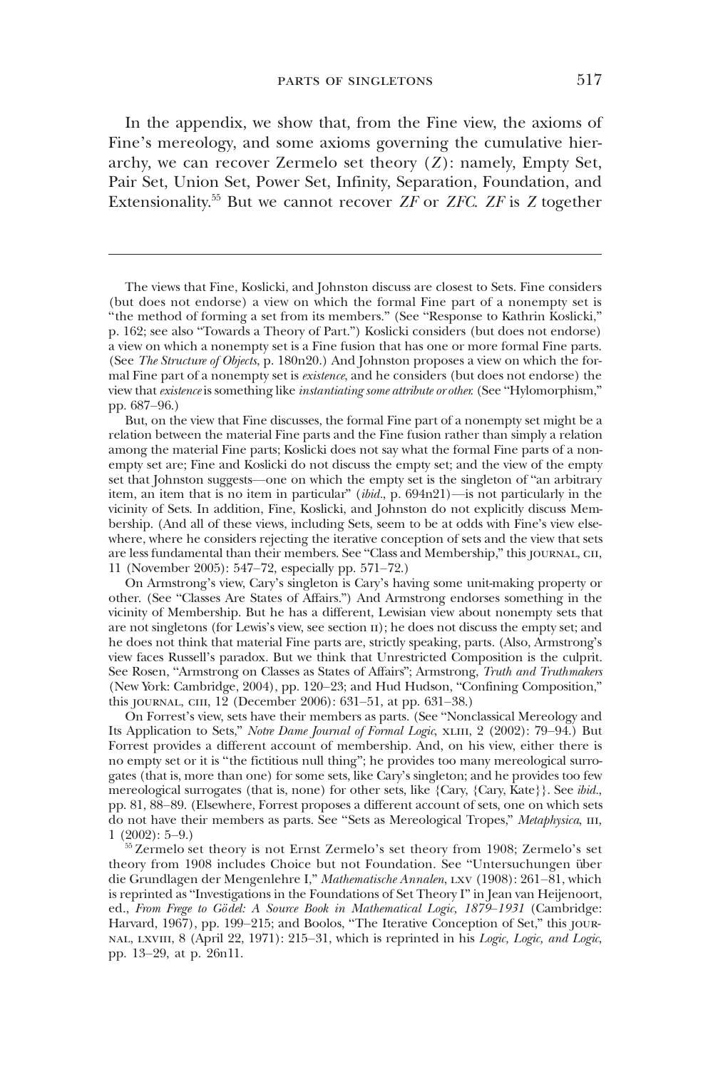In the appendix, we show that, from the Fine view, the axioms of Fine's mereology, and some axioms governing the cumulative hierarchy, we can recover Zermelo set theory ($Z$): namely, Empty Set, Pair Set, Union Set, Power Set, Infinity, Separation, Foundation, and Extensionality.[55] But we cannot recover $ZF$ or $ZFC$. $ZF$ is $Z$ together

---

The views that Fine, Koslicki, and Johnston discuss are closest to Sets. Fine considers (but does not endorse) a view on which the formal Fine part of a nonempty set is "the method of forming a set from its members." (See "Response to Kathrin Koslicki," p. 162; see also "Towards a Theory of Part.") Koslicki considers (but does not endorse) a view on which a nonempty set is a Fine fusion that has one or more formal Fine parts. (See *The Structure of Objects*, p. 180n20.) And Johnston proposes a view on which the formal Fine part of a nonempty set is *existence*, and he considers (but does not endorse) the view that *existence* is something like *instantiating some attribute or other.* (See "Hylomorphism," pp. 687–96.)

But, on the view that Fine discusses, the formal Fine part of a nonempty set might be a relation between the material Fine parts and the Fine fusion rather than simply a relation among the material Fine parts; Koslicki does not say what the formal Fine parts of a nonempty set are; Fine and Koslicki do not discuss the empty set; and the view of the empty set that Johnston suggests—one on which the empty set is the singleton of "an arbitrary item, an item that is no item in particular" (*ibid.*, p. 694n21)—is not particularly in the vicinity of Sets. In addition, Fine, Koslicki, and Johnston do not explicitly discuss Membership. (And all of these views, including Sets, seem to be at odds with Fine's view elsewhere, where he considers rejecting the iterative conception of sets and the view that sets are less fundamental than their members. See "Class and Membership," this JOURNAL, CII, 11 (November 2005): 547–72, especially pp. 571–72.)

On Armstrong's view, Cary's singleton is Cary's having some unit-making property or other. (See "Classes Are States of Affairs.") And Armstrong endorses something in the vicinity of Membership. But he has a different, Lewisian view about nonempty sets that are not singletons (for Lewis's view, see section II); he does not discuss the empty set; and he does not think that material Fine parts are, strictly speaking, parts. (Also, Armstrong's view faces Russell's paradox. But we think that Unrestricted Composition is the culprit. See Rosen, "Armstrong on Classes as States of Affairs"; Armstrong, *Truth and Truthmakers* (New York: Cambridge, 2004), pp. 120–23; and Hud Hudson, "Confining Composition," this JOURNAL, CIII, 12 (December 2006): 631–51, at pp. 631–38.)

On Forrest's view, sets have their members as parts. (See "Nonclassical Mereology and Its Application to Sets," *Notre Dame Journal of Formal Logic*, XLIII, 2 (2002): 79–94.) But Forrest provides a different account of membership. And, on his view, either there is no empty set or it is "the fictitious null thing"; he provides too many mereological surrogates (that is, more than one) for some sets, like Cary's singleton; and he provides too few mereological surrogates (that is, none) for other sets, like {Cary, {Cary, Kate}}. See *ibid.*, pp. 81, 88–89. (Elsewhere, Forrest proposes a different account of sets, one on which sets do not have their members as parts. See "Sets as Mereological Tropes," *Metaphysica*, III, 1 (2002): 5–9.)

[55] Zermelo set theory is not Ernst Zermelo's set theory from 1908; Zermelo's set theory from 1908 includes Choice but not Foundation. See "Untersuchungen über die Grundlagen der Mengenlehre I," *Mathematische Annalen*, LXV (1908): 261–81, which is reprinted as "Investigations in the Foundations of Set Theory I" in Jean van Heijenoort, ed., *From Frege to Gödel: A Source Book in Mathematical Logic, 1879–1931* (Cambridge: Harvard, 1967), pp. 199–215; and Boolos, "The Iterative Conception of Set," this JOURNAL, LXVIII, 8 (April 22, 1971): 215–31, which is reprinted in his *Logic, Logic, and Logic*, pp. 13–29, at p. 26n11.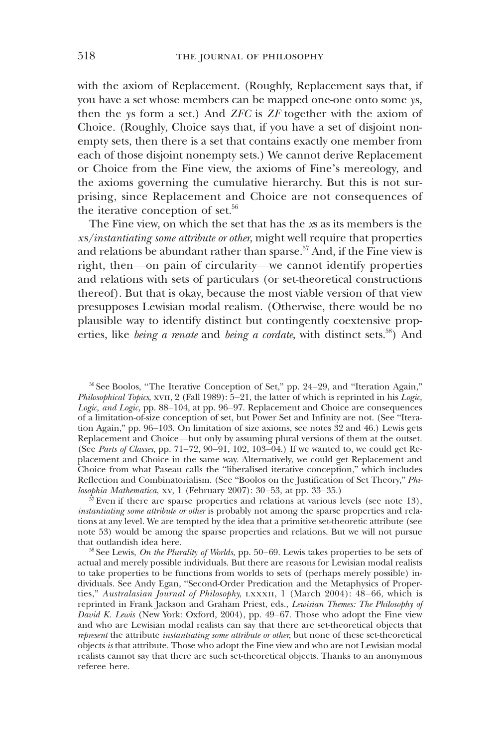with the axiom of Replacement. (Roughly, Replacement says that, if you have a set whose members can be mapped one-one onto some *y*s, then the *y*s form a set.) And *ZFC* is *ZF* together with the axiom of Choice. (Roughly, Choice says that, if you have a set of disjoint nonempty sets, then there is a set that contains exactly one member from each of those disjoint nonempty sets.) We cannot derive Replacement or Choice from the Fine view, the axioms of Fine's mereology, and the axioms governing the cumulative hierarchy. But this is not surprising, since Replacement and Choice are not consequences of the iterative conception of set.[56]

The Fine view, on which the set that has the *x*s as its members is the *x*s/*instantiating some attribute or other*, might well require that properties and relations be abundant rather than sparse.[57] And, if the Fine view is right, then—on pain of circularity—we cannot identify properties and relations with sets of particulars (or set-theoretical constructions thereof). But that is okay, because the most viable version of that view presupposes Lewisian modal realism. (Otherwise, there would be no plausible way to identify distinct but contingently coextensive properties, like *being a renate* and *being a cordate*, with distinct sets.[58]) And

[56] See Boolos, "The Iterative Conception of Set," pp. 24–29, and "Iteration Again," *Philosophical Topics*, XVII, 2 (Fall 1989): 5–21, the latter of which is reprinted in his *Logic, Logic, and Logic*, pp. 88–104, at pp. 96–97. Replacement and Choice are consequences of a limitation-of-size conception of set, but Power Set and Infinity are not. (See "Iteration Again," pp. 96–103. On limitation of size axioms, see notes 32 and 46.) Lewis gets Replacement and Choice—but only by assuming plural versions of them at the outset. (See *Parts of Classes*, pp. 71–72, 90–91, 102, 103–04.) If we wanted to, we could get Replacement and Choice in the same way. Alternatively, we could get Replacement and Choice from what Paseau calls the "liberalised iterative conception," which includes Reflection and Combinatorialism. (See "Boolos on the Justification of Set Theory," *Philosophia Mathematica*, XV, 1 (February 2007): 30–53, at pp. 33–35.)

[57] Even if there are sparse properties and relations at various levels (see note 13), *instantiating some attribute or other* is probably not among the sparse properties and relations at any level. We are tempted by the idea that a primitive set-theoretic attribute (see note 53) would be among the sparse properties and relations. But we will not pursue that outlandish idea here.

[58] See Lewis, *On the Plurality of Worlds*, pp. 50–69. Lewis takes properties to be sets of actual and merely possible individuals. But there are reasons for Lewisian modal realists to take properties to be functions from worlds to sets of (perhaps merely possible) individuals. See Andy Egan, "Second-Order Predication and the Metaphysics of Properties," *Australasian Journal of Philosophy*, LXXXII, 1 (March 2004): 48–66, which is reprinted in Frank Jackson and Graham Priest, eds., *Lewisian Themes: The Philosophy of David K. Lewis* (New York: Oxford, 2004), pp. 49–67. Those who adopt the Fine view and who are Lewisian modal realists can say that there are set-theoretical objects that *represent* the attribute *instantiating some attribute or other*, but none of these set-theoretical objects *is* that attribute. Those who adopt the Fine view and who are not Lewisian modal realists cannot say that there are such set-theoretical objects. Thanks to an anonymous referee here.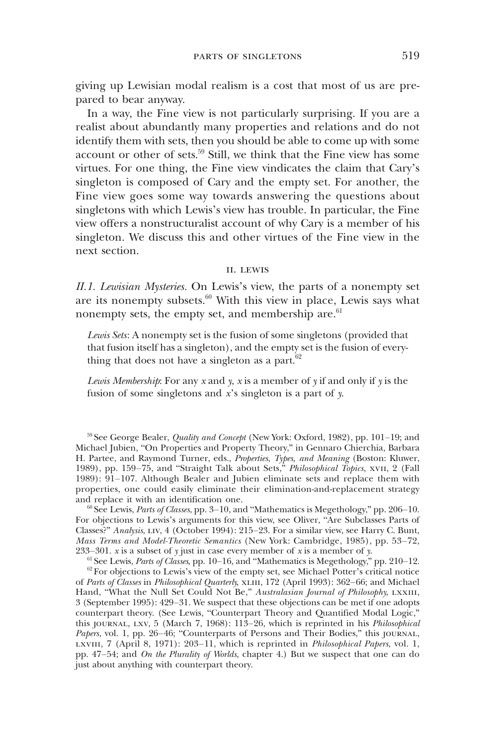giving up Lewisian modal realism is a cost that most of us are prepared to bear anyway.

In a way, the Fine view is not particularly surprising. If you are a realist about abundantly many properties and relations and do not identify them with sets, then you should be able to come up with some account or other of sets.[59] Still, we think that the Fine view has some virtues. For one thing, the Fine view vindicates the claim that Cary's singleton is composed of Cary and the empty set. For another, the Fine view goes some way towards answering the questions about singletons with which Lewis's view has trouble. In particular, the Fine view offers a nonstructuralist account of why Cary is a member of his singleton. We discuss this and other virtues of the Fine view in the next section.

## II. LEWIS

*II.1. Lewisian Mysteries.* On Lewis's view, the parts of a nonempty set are its nonempty subsets.[60] With this view in place, Lewis says what nonempty sets, the empty set, and membership are.[61]

> *Lewis Sets*: A nonempty set is the fusion of some singletons (provided that that fusion itself has a singleton), and the empty set is the fusion of everything that does not have a singleton as a part.[62]

> *Lewis Membership*: For any *x* and *y*, *x* is a member of *y* if and only if *y* is the fusion of some singletons and *x*'s singleton is a part of *y*.

---

[59] See George Bealer, *Quality and Concept* (New York: Oxford, 1982), pp. 101–19; and Michael Jubien, "On Properties and Property Theory," in Gennaro Chierchia, Barbara H. Partee, and Raymond Turner, eds., *Properties, Types, and Meaning* (Boston: Kluwer, 1989), pp. 159–75, and "Straight Talk about Sets," *Philosophical Topics*, XVII, 2 (Fall 1989): 91–107. Although Bealer and Jubien eliminate sets and replace them with properties, one could easily eliminate their elimination-and-replacement strategy and replace it with an identification one.

[60] See Lewis, *Parts of Classes*, pp. 3–10, and "Mathematics is Megethology," pp. 206–10. For objections to Lewis's arguments for this view, see Oliver, "Are Subclasses Parts of Classes?" *Analysis*, LIV, 4 (October 1994): 215–23. For a similar view, see Harry C. Bunt, *Mass Terms and Model-Theoretic Semantics* (New York: Cambridge, 1985), pp. 53–72, 233–301. *x* is a subset of *y* just in case every member of *x* is a member of *y*.

[61] See Lewis, *Parts of Classes*, pp. 10–16, and "Mathematics is Megethology," pp. 210–12.

[62] For objections to Lewis's view of the empty set, see Michael Potter's critical notice of *Parts of Classes* in *Philosophical Quarterly*, XLIII, 172 (April 1993): 362–66; and Michael Hand, "What the Null Set Could Not Be," *Australasian Journal of Philosophy*, LXXIII, 3 (September 1995): 429–31. We suspect that these objections can be met if one adopts counterpart theory. (See Lewis, "Counterpart Theory and Quantified Modal Logic," this JOURNAL, LXV, 5 (March 7, 1968): 113–26, which is reprinted in his *Philosophical Papers*, vol. 1, pp. 26–46; "Counterparts of Persons and Their Bodies," this JOURNAL, LXVIII, 7 (April 8, 1971): 203–11, which is reprinted in *Philosophical Papers*, vol. 1, pp. 47–54; and *On the Plurality of Worlds*, chapter 4.) But we suspect that one can do just about anything with counterpart theory.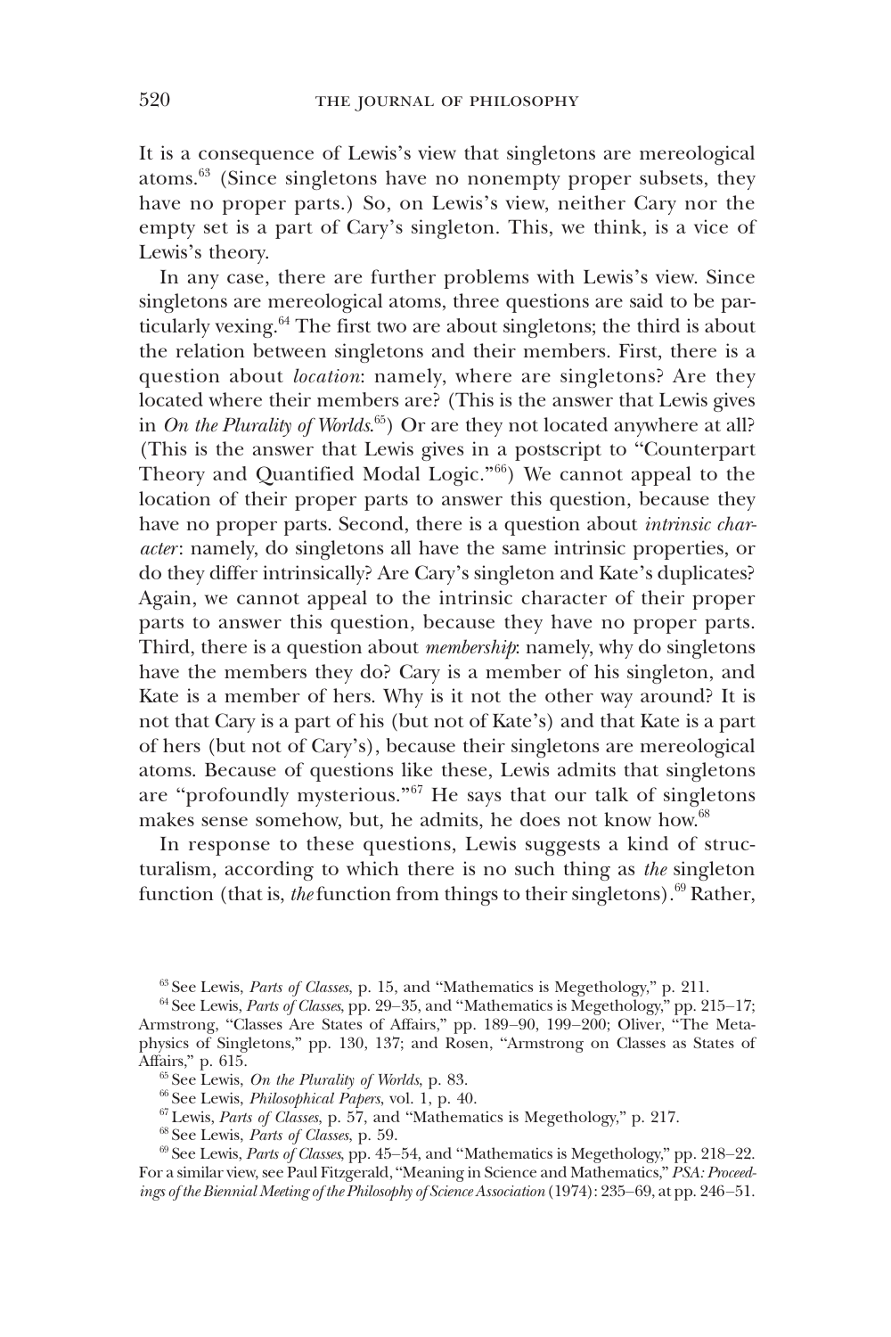It is a consequence of Lewis's view that singletons are mereological atoms.[63] (Since singletons have no nonempty proper subsets, they have no proper parts.) So, on Lewis's view, neither Cary nor the empty set is a part of Cary's singleton. This, we think, is a vice of Lewis's theory.

In any case, there are further problems with Lewis's view. Since singletons are mereological atoms, three questions are said to be particularly vexing.[64] The first two are about singletons; the third is about the relation between singletons and their members. First, there is a question about *location*: namely, where are singletons? Are they located where their members are? (This is the answer that Lewis gives in *On the Plurality of Worlds*.[65]) Or are they not located anywhere at all? (This is the answer that Lewis gives in a postscript to "Counterpart Theory and Quantified Modal Logic."[66]) We cannot appeal to the location of their proper parts to answer this question, because they have no proper parts. Second, there is a question about *intrinsic character*: namely, do singletons all have the same intrinsic properties, or do they differ intrinsically? Are Cary's singleton and Kate's duplicates? Again, we cannot appeal to the intrinsic character of their proper parts to answer this question, because they have no proper parts. Third, there is a question about *membership*: namely, why do singletons have the members they do? Cary is a member of his singleton, and Kate is a member of hers. Why is it not the other way around? It is not that Cary is a part of his (but not of Kate's) and that Kate is a part of hers (but not of Cary's), because their singletons are mereological atoms. Because of questions like these, Lewis admits that singletons are "profoundly mysterious."[67] He says that our talk of singletons makes sense somehow, but, he admits, he does not know how.[68]

In response to these questions, Lewis suggests a kind of structuralism, according to which there is no such thing as *the* singleton function (that is, *the* function from things to their singletons).[69] Rather,

[63] See Lewis, *Parts of Classes*, p. 15, and "Mathematics is Megethology," p. 211.

[64] See Lewis, *Parts of Classes*, pp. 29–35, and "Mathematics is Megethology," pp. 215–17; Armstrong, "Classes Are States of Affairs," pp. 189–90, 199–200; Oliver, "The Metaphysics of Singletons," pp. 130, 137; and Rosen, "Armstrong on Classes as States of Affairs," p. 615.

[65] See Lewis, *On the Plurality of Worlds*, p. 83.

[66] See Lewis, *Philosophical Papers*, vol. 1, p. 40.

[67] Lewis, *Parts of Classes*, p. 57, and "Mathematics is Megethology," p. 217.

[68] See Lewis, *Parts of Classes*, p. 59.

[69] See Lewis, *Parts of Classes*, pp. 45–54, and "Mathematics is Megethology," pp. 218–22. For a similar view, see Paul Fitzgerald, "Meaning in Science and Mathematics," *PSA: Proceedings of the Biennial Meeting of the Philosophy of Science Association* (1974): 235–69, at pp. 246–51.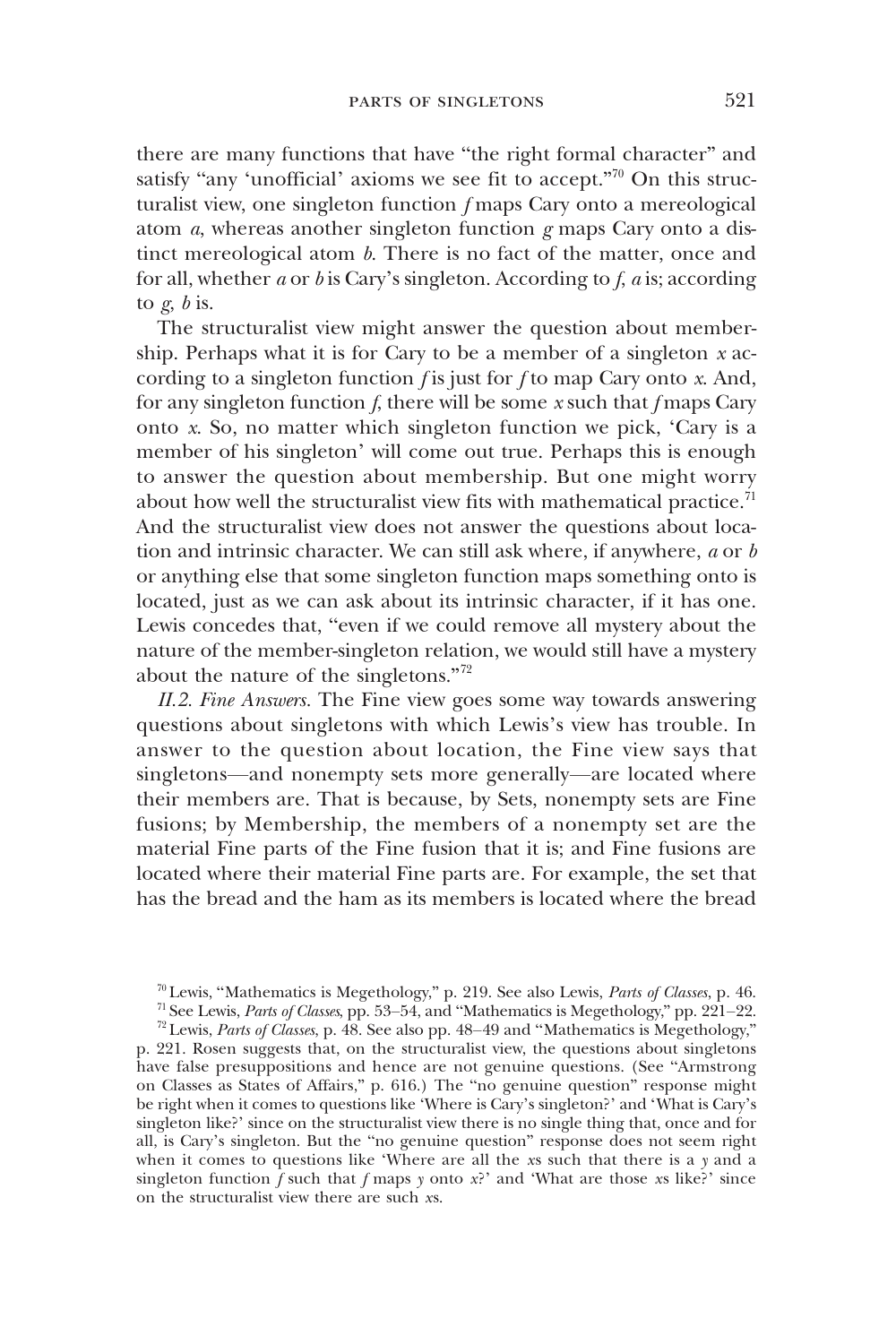there are many functions that have "the right formal character" and satisfy "any 'unofficial' axioms we see fit to accept."[70] On this structuralist view, one singleton function *f* maps Cary onto a mereological atom *a*, whereas another singleton function *g* maps Cary onto a distinct mereological atom *b*. There is no fact of the matter, once and for all, whether *a* or *b* is Cary's singleton. According to *f*, *a* is; according to *g*, *b* is.

The structuralist view might answer the question about membership. Perhaps what it is for Cary to be a member of a singleton *x* according to a singleton function *f* is just for *f* to map Cary onto *x*. And, for any singleton function *f*, there will be some *x* such that *f* maps Cary onto *x*. So, no matter which singleton function we pick, 'Cary is a member of his singleton' will come out true. Perhaps this is enough to answer the question about membership. But one might worry about how well the structuralist view fits with mathematical practice.[71] And the structuralist view does not answer the questions about location and intrinsic character. We can still ask where, if anywhere, *a* or *b* or anything else that some singleton function maps something onto is located, just as we can ask about its intrinsic character, if it has one. Lewis concedes that, "even if we could remove all mystery about the nature of the member-singleton relation, we would still have a mystery about the nature of the singletons."[72]

*II.2. Fine Answers.* The Fine view goes some way towards answering questions about singletons with which Lewis's view has trouble. In answer to the question about location, the Fine view says that singletons—and nonempty sets more generally—are located where their members are. That is because, by Sets, nonempty sets are Fine fusions; by Membership, the members of a nonempty set are the material Fine parts of the Fine fusion that it is; and Fine fusions are located where their material Fine parts are. For example, the set that has the bread and the ham as its members is located where the bread

[70] Lewis, "Mathematics is Megethology," p. 219. See also Lewis, *Parts of Classes*, p. 46.

[71] See Lewis, *Parts of Classes*, pp. 53–54, and "Mathematics is Megethology," pp. 221–22.

[72] Lewis, *Parts of Classes*, p. 48. See also pp. 48–49 and "Mathematics is Megethology," p. 221. Rosen suggests that, on the structuralist view, the questions about singletons have false presuppositions and hence are not genuine questions. (See "Armstrong on Classes as States of Affairs," p. 616.) The "no genuine question" response might be right when it comes to questions like 'Where is Cary's singleton?' and 'What is Cary's singleton like?' since on the structuralist view there is no single thing that, once and for all, is Cary's singleton. But the "no genuine question" response does not seem right when it comes to questions like 'Where are all the *x*s such that there is a *y* and a singleton function *f* such that *f* maps *y* onto *x*?' and 'What are those *x*s like?' since on the structuralist view there are such *x*s.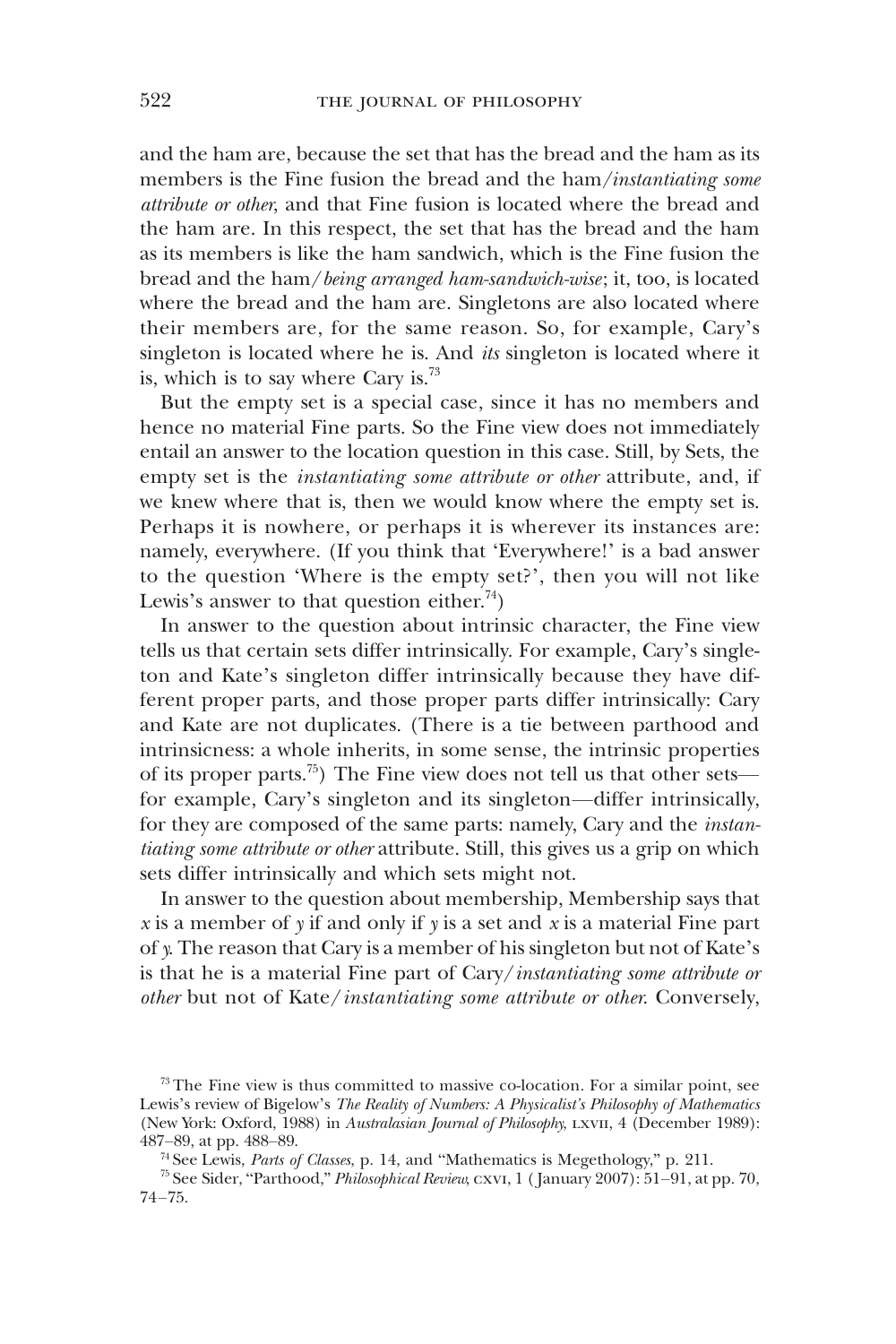and the ham are, because the set that has the bread and the ham as its members is the Fine fusion the bread and the ham/*instantiating some attribute or other*, and that Fine fusion is located where the bread and the ham are. In this respect, the set that has the bread and the ham as its members is like the ham sandwich, which is the Fine fusion the bread and the ham/*being arranged ham-sandwich-wise*; it, too, is located where the bread and the ham are. Singletons are also located where their members are, for the same reason. So, for example, Cary's singleton is located where he is. And *its* singleton is located where it is, which is to say where Cary is.[73]

But the empty set is a special case, since it has no members and hence no material Fine parts. So the Fine view does not immediately entail an answer to the location question in this case. Still, by Sets, the empty set is the *instantiating some attribute or other* attribute, and, if we knew where that is, then we would know where the empty set is. Perhaps it is nowhere, or perhaps it is wherever its instances are: namely, everywhere. (If you think that 'Everywhere!' is a bad answer to the question 'Where is the empty set?', then you will not like Lewis's answer to that question either.[74])

In answer to the question about intrinsic character, the Fine view tells us that certain sets differ intrinsically. For example, Cary's singleton and Kate's singleton differ intrinsically because they have different proper parts, and those proper parts differ intrinsically: Cary and Kate are not duplicates. (There is a tie between parthood and intrinsicness: a whole inherits, in some sense, the intrinsic properties of its proper parts.[75]) The Fine view does not tell us that other sets—for example, Cary's singleton and its singleton—differ intrinsically, for they are composed of the same parts: namely, Cary and the *instantiating some attribute or other* attribute. Still, this gives us a grip on which sets differ intrinsically and which sets might not.

In answer to the question about membership, Membership says that $x$ is a member of $y$ if and only if $y$ is a set and $x$ is a material Fine part of $y$. The reason that Cary is a member of his singleton but not of Kate's is that he is a material Fine part of Cary/*instantiating some attribute or other* but not of Kate/*instantiating some attribute or other*. Conversely,

[73] The Fine view is thus committed to massive co-location. For a similar point, see Lewis's review of Bigelow's *The Reality of Numbers: A Physicalist's Philosophy of Mathematics* (New York: Oxford, 1988) in *Australasian Journal of Philosophy*, LXVII, 4 (December 1989): 487–89, at pp. 488–89.

[74] See Lewis, *Parts of Classes*, p. 14, and "Mathematics is Megethology," p. 211.

[75] See Sider, "Parthood," *Philosophical Review*, CXVI, 1 (January 2007): 51–91, at pp. 70, 74–75.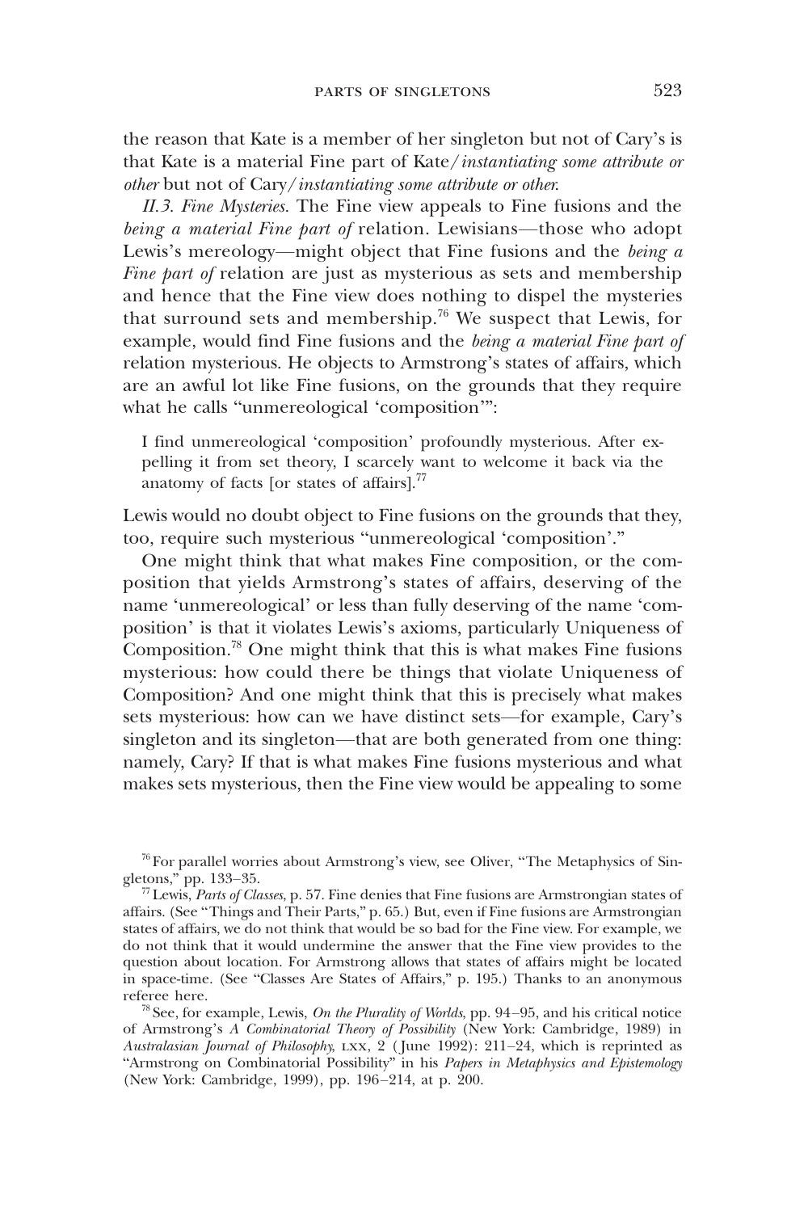the reason that Kate is a member of her singleton but not of Cary's is that Kate is a material Fine part of Kate/*instantiating some attribute or other* but not of Cary/*instantiating some attribute or other*.

*II.3. Fine Mysteries*. The Fine view appeals to Fine fusions and the *being a material Fine part of* relation. Lewisians—those who adopt Lewis's mereology—might object that Fine fusions and the *being a Fine part of* relation are just as mysterious as sets and membership and hence that the Fine view does nothing to dispel the mysteries that surround sets and membership.[76] We suspect that Lewis, for example, would find Fine fusions and the *being a material Fine part of* relation mysterious. He objects to Armstrong's states of affairs, which are an awful lot like Fine fusions, on the grounds that they require what he calls "unmereological 'composition'":

> I find unmereological 'composition' profoundly mysterious. After expelling it from set theory, I scarcely want to welcome it back via the anatomy of facts [or states of affairs].[77]

Lewis would no doubt object to Fine fusions on the grounds that they, too, require such mysterious "unmereological 'composition'."

One might think that what makes Fine composition, or the composition that yields Armstrong's states of affairs, deserving of the name 'unmereological' or less than fully deserving of the name 'composition' is that it violates Lewis's axioms, particularly Uniqueness of Composition.[78] One might think that this is what makes Fine fusions mysterious: how could there be things that violate Uniqueness of Composition? And one might think that this is precisely what makes sets mysterious: how can we have distinct sets—for example, Cary's singleton and its singleton—that are both generated from one thing: namely, Cary? If that is what makes Fine fusions mysterious and what makes sets mysterious, then the Fine view would be appealing to some

---

[76] For parallel worries about Armstrong's view, see Oliver, "The Metaphysics of Singletons," pp. 133–35.

[77] Lewis, *Parts of Classes*, p. 57. Fine denies that Fine fusions are Armstrongian states of affairs. (See "Things and Their Parts," p. 65.) But, even if Fine fusions are Armstrongian states of affairs, we do not think that would be so bad for the Fine view. For example, we do not think that it would undermine the answer that the Fine view provides to the question about location. For Armstrong allows that states of affairs might be located in space-time. (See "Classes Are States of Affairs," p. 195.) Thanks to an anonymous referee here.

[78] See, for example, Lewis, *On the Plurality of Worlds*, pp. 94–95, and his critical notice of Armstrong's *A Combinatorial Theory of Possibility* (New York: Cambridge, 1989) in *Australasian Journal of Philosophy*, LXX, 2 (June 1992): 211–24, which is reprinted as "Armstrong on Combinatorial Possibility" in his *Papers in Metaphysics and Epistemology* (New York: Cambridge, 1999), pp. 196–214, at p. 200.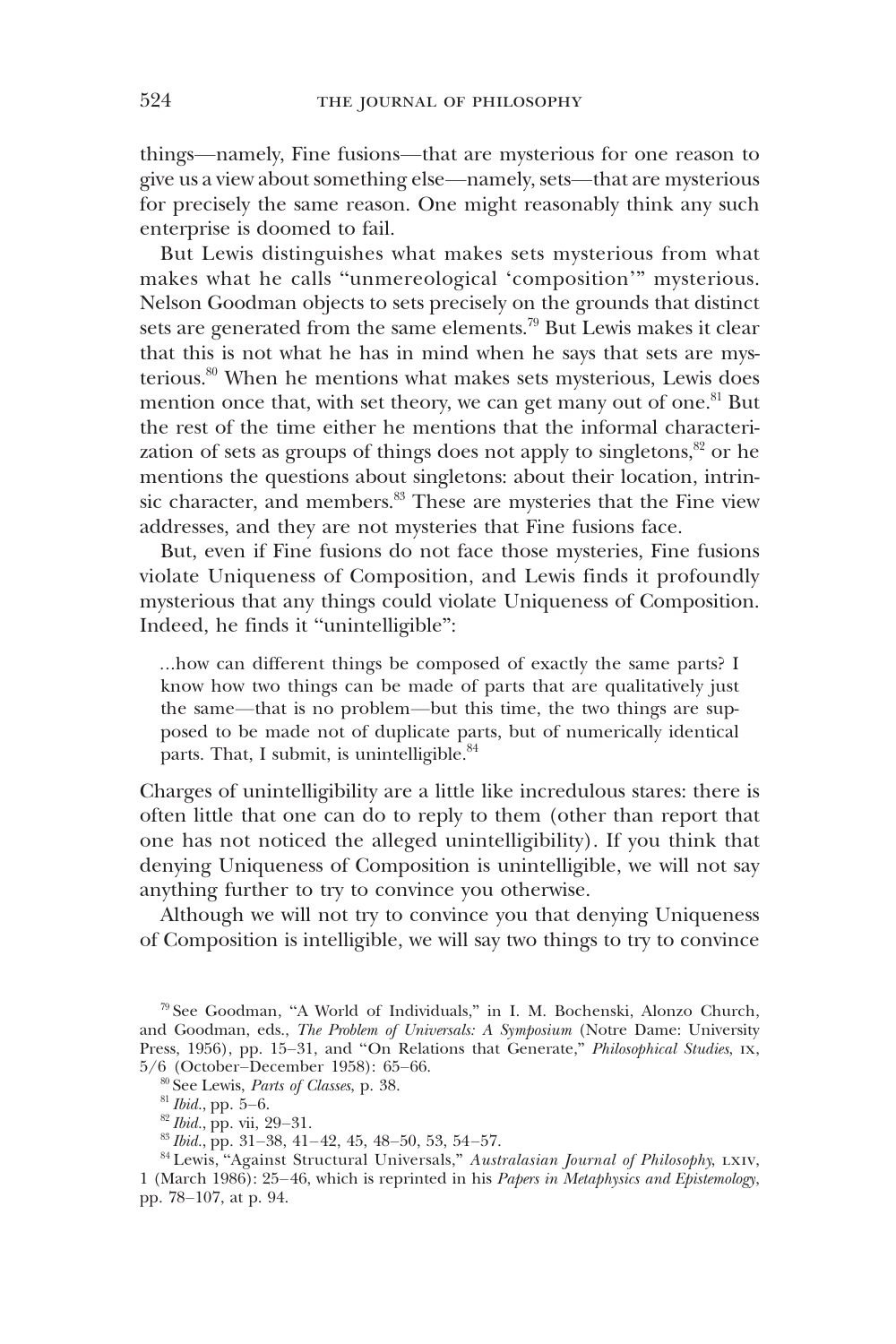things—namely, Fine fusions—that are mysterious for one reason to give us a view about something else—namely, sets—that are mysterious for precisely the same reason. One might reasonably think any such enterprise is doomed to fail.

But Lewis distinguishes what makes sets mysterious from what makes what he calls "unmereological 'composition'" mysterious. Nelson Goodman objects to sets precisely on the grounds that distinct sets are generated from the same elements.[79] But Lewis makes it clear that this is not what he has in mind when he says that sets are mysterious.[80] When he mentions what makes sets mysterious, Lewis does mention once that, with set theory, we can get many out of one.[81] But the rest of the time either he mentions that the informal characterization of sets as groups of things does not apply to singletons,[82] or he mentions the questions about singletons: about their location, intrinsic character, and members.[83] These are mysteries that the Fine view addresses, and they are not mysteries that Fine fusions face.

But, even if Fine fusions do not face those mysteries, Fine fusions violate Uniqueness of Composition, and Lewis finds it profoundly mysterious that any things could violate Uniqueness of Composition. Indeed, he finds it "unintelligible":

> ...how can different things be composed of exactly the same parts? I know how two things can be made of parts that are qualitatively just the same—that is no problem—but this time, the two things are supposed to be made not of duplicate parts, but of numerically identical parts. That, I submit, is unintelligible.[84]

Charges of unintelligibility are a little like incredulous stares: there is often little that one can do to reply to them (other than report that one has not noticed the alleged unintelligibility). If you think that denying Uniqueness of Composition is unintelligible, we will not say anything further to try to convince you otherwise.

Although we will not try to convince you that denying Uniqueness of Composition is intelligible, we will say two things to try to convince

---

[79] See Goodman, "A World of Individuals," in I. M. Bochenski, Alonzo Church, and Goodman, eds., *The Problem of Universals: A Symposium* (Notre Dame: University Press, 1956), pp. 15–31, and "On Relations that Generate," *Philosophical Studies*, IX, 5/6 (October–December 1958): 65–66.

[80] See Lewis, *Parts of Classes*, p. 38.

[81] *Ibid.*, pp. 5–6.

[82] *Ibid.*, pp. vii, 29–31.

[83] *Ibid.*, pp. 31–38, 41–42, 45, 48–50, 53, 54–57.

[84] Lewis, "Against Structural Universals," *Australasian Journal of Philosophy*, LXIV, 1 (March 1986): 25–46, which is reprinted in his *Papers in Metaphysics and Epistemology*, pp. 78–107, at p. 94.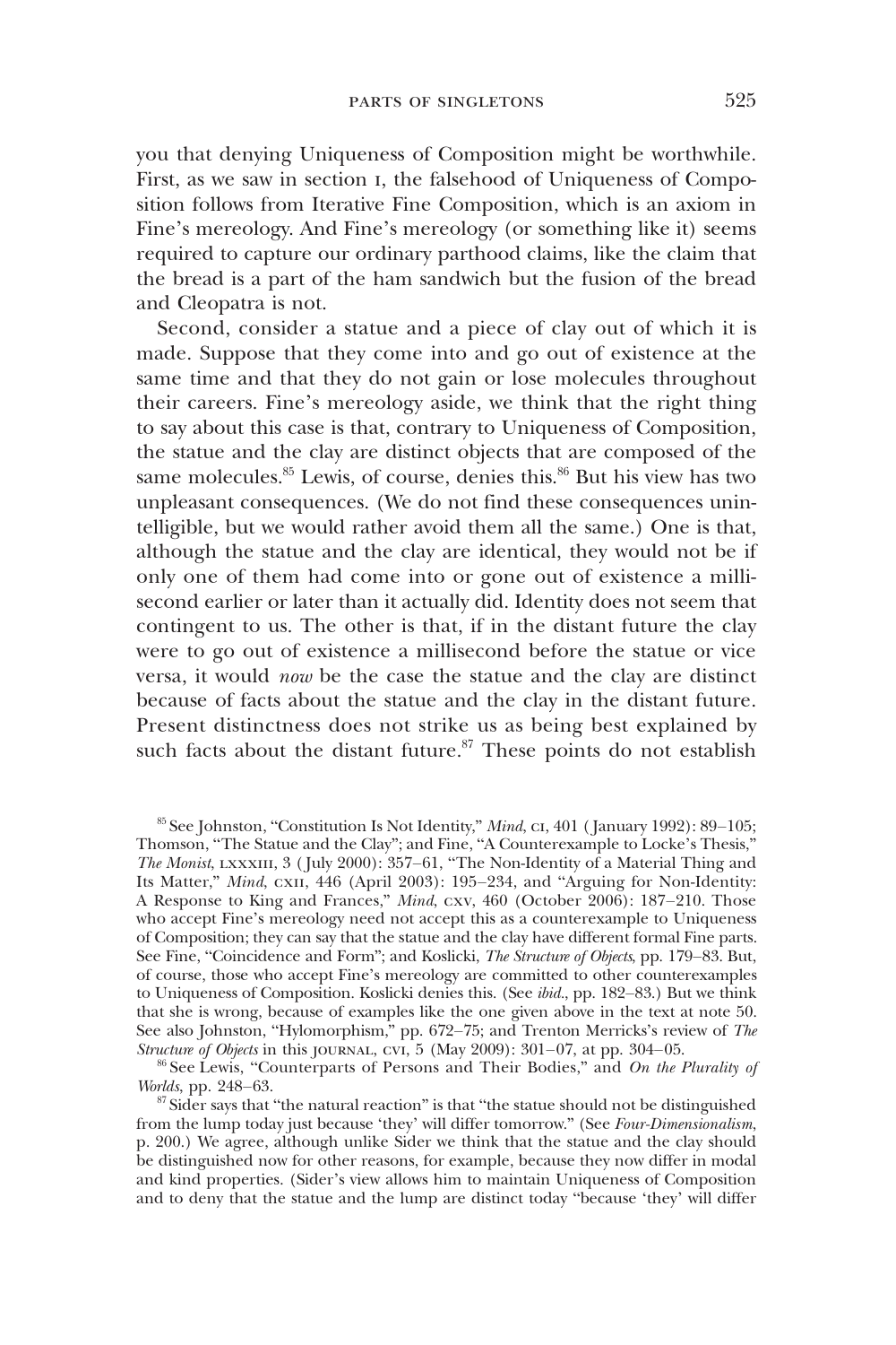you that denying Uniqueness of Composition might be worthwhile. First, as we saw in section I, the falsehood of Uniqueness of Composition follows from Iterative Fine Composition, which is an axiom in Fine's mereology. And Fine's mereology (or something like it) seems required to capture our ordinary parthood claims, like the claim that the bread is a part of the ham sandwich but the fusion of the bread and Cleopatra is not.

Second, consider a statue and a piece of clay out of which it is made. Suppose that they come into and go out of existence at the same time and that they do not gain or lose molecules throughout their careers. Fine's mereology aside, we think that the right thing to say about this case is that, contrary to Uniqueness of Composition, the statue and the clay are distinct objects that are composed of the same molecules.[85] Lewis, of course, denies this.[86] But his view has two unpleasant consequences. (We do not find these consequences unintelligible, but we would rather avoid them all the same.) One is that, although the statue and the clay are identical, they would not be if only one of them had come into or gone out of existence a millisecond earlier or later than it actually did. Identity does not seem that contingent to us. The other is that, if in the distant future the clay were to go out of existence a millisecond before the statue or vice versa, it would *now* be the case the statue and the clay are distinct because of facts about the statue and the clay in the distant future. Present distinctness does not strike us as being best explained by such facts about the distant future.[87] These points do not establish

[85] See Johnston, "Constitution Is Not Identity," *Mind*, CI, 401 (January 1992): 89–105; Thomson, "The Statue and the Clay"; and Fine, "A Counterexample to Locke's Thesis," *The Monist*, LXXXIII, 3 (July 2000): 357–61, "The Non-Identity of a Material Thing and Its Matter," *Mind*, CXII, 446 (April 2003): 195–234, and "Arguing for Non-Identity: A Response to King and Frances," *Mind*, CXV, 460 (October 2006): 187–210. Those who accept Fine's mereology need not accept this as a counterexample to Uniqueness of Composition; they can say that the statue and the clay have different formal Fine parts. See Fine, "Coincidence and Form"; and Koslicki, *The Structure of Objects*, pp. 179–83. But, of course, those who accept Fine's mereology are committed to other counterexamples to Uniqueness of Composition. Koslicki denies this. (See *ibid*., pp. 182–83.) But we think that she is wrong, because of examples like the one given above in the text at note 50. See also Johnston, "Hylomorphism," pp. 672–75; and Trenton Merricks's review of *The Structure of Objects* in this JOURNAL, CVI, 5 (May 2009): 301–07, at pp. 304–05.

[86] See Lewis, "Counterparts of Persons and Their Bodies," and *On the Plurality of Worlds*, pp. 248–63.

[87] Sider says that "the natural reaction" is that "the statue should not be distinguished from the lump today just because 'they' will differ tomorrow." (See *Four-Dimensionalism*, p. 200.) We agree, although unlike Sider we think that the statue and the clay should be distinguished now for other reasons, for example, because they now differ in modal and kind properties. (Sider's view allows him to maintain Uniqueness of Composition and to deny that the statue and the lump are distinct today "because 'they' will differ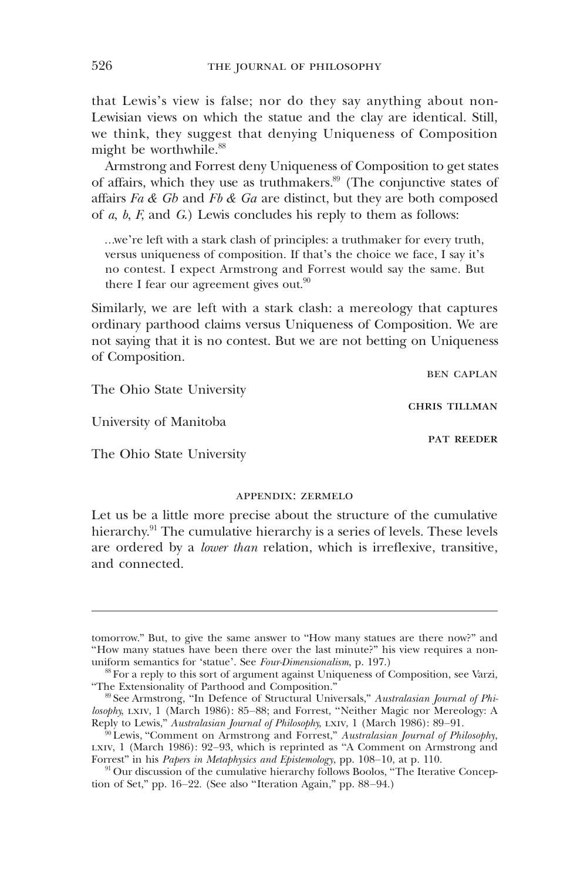that Lewis's view is false; nor do they say anything about non-Lewisian views on which the statue and the clay are identical. Still, we think, they suggest that denying Uniqueness of Composition might be worthwhile.[88]

Armstrong and Forrest deny Uniqueness of Composition to get states of affairs, which they use as truthmakers.[89] (The conjunctive states of affairs *Fa & Gb* and *Fb & Ga* are distinct, but they are both composed of *a*, *b*, *F*, and *G*.) Lewis concludes his reply to them as follows:

> ...we're left with a stark clash of principles: a truthmaker for every truth, versus uniqueness of composition. If that's the choice we face, I say it's no contest. I expect Armstrong and Forrest would say the same. But there I fear our agreement gives out.[90]

Similarly, we are left with a stark clash: a mereology that captures ordinary parthood claims versus Uniqueness of Composition. We are not saying that it is no contest. But we are not betting on Uniqueness of Composition.

BEN CAPLAN

The Ohio State University

CHRIS TILLMAN

University of Manitoba

PAT REEDER

The Ohio State University

## APPENDIX: ZERMELO

Let us be a little more precise about the structure of the cumulative hierarchy.[91] The cumulative hierarchy is a series of levels. These levels are ordered by a *lower than* relation, which is irreflexive, transitive, and connected.

---

tomorrow." But, to give the same answer to "How many statues are there now?" and "How many statues have been there over the last minute?" his view requires a non-uniform semantics for 'statue'. See *Four-Dimensionalism*, p. 197.)

[88] For a reply to this sort of argument against Uniqueness of Composition, see Varzi, "The Extensionality of Parthood and Composition."

[89] See Armstrong, "In Defence of Structural Universals," *Australasian Journal of Philosophy*, LXIV, 1 (March 1986): 85–88; and Forrest, "Neither Magic nor Mereology: A Reply to Lewis," *Australasian Journal of Philosophy*, LXIV, 1 (March 1986): 89–91.

[90] Lewis, "Comment on Armstrong and Forrest," *Australasian Journal of Philosophy*, LXIV, 1 (March 1986): 92–93, which is reprinted as "A Comment on Armstrong and Forrest" in his *Papers in Metaphysics and Epistemology*, pp. 108–10, at p. 110.

[91] Our discussion of the cumulative hierarchy follows Boolos, "The Iterative Conception of Set," pp. 16–22. (See also "Iteration Again," pp. 88–94.)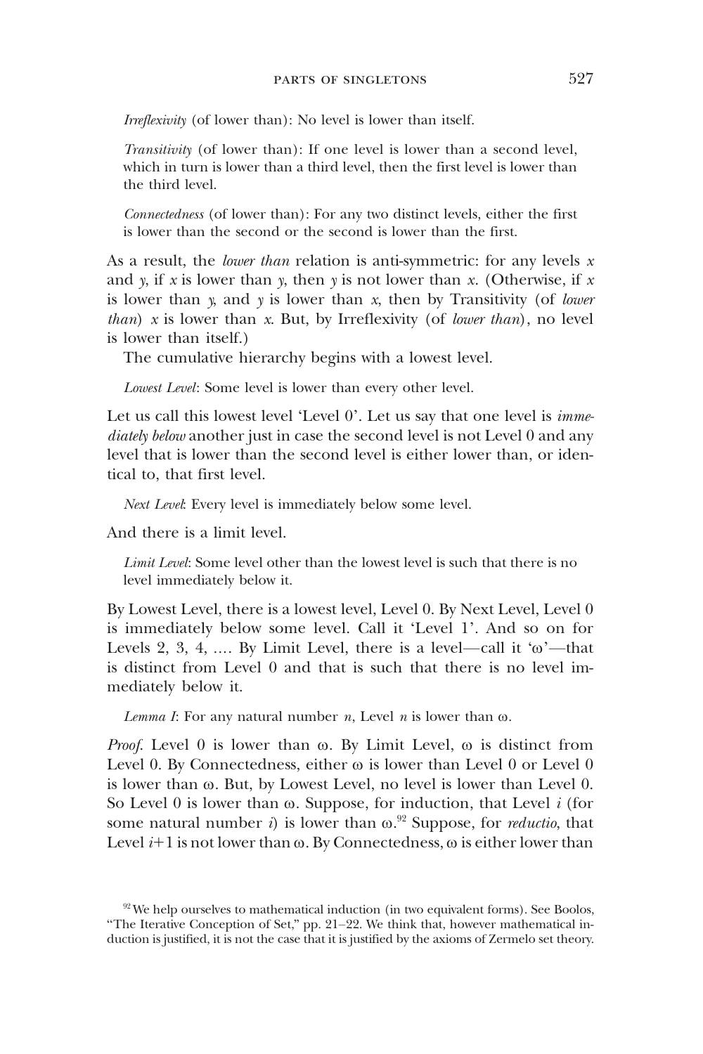*Irreflexivity* (of lower than): No level is lower than itself.

*Transitivity* (of lower than): If one level is lower than a second level, which in turn is lower than a third level, then the first level is lower than the third level.

*Connectedness* (of lower than): For any two distinct levels, either the first is lower than the second or the second is lower than the first.

As a result, the *lower than* relation is anti-symmetric: for any levels $x$ and $y$, if $x$ is lower than $y$, then $y$ is not lower than $x$. (Otherwise, if $x$ is lower than $y$, and $y$ is lower than $x$, then by Transitivity (of *lower than*) $x$ is lower than $x$. But, by Irreflexivity (of *lower than*), no level is lower than itself.)

The cumulative hierarchy begins with a lowest level.

*Lowest Level*: Some level is lower than every other level.

Let us call this lowest level 'Level 0'. Let us say that one level is *immediately below* another just in case the second level is not Level 0 and any level that is lower than the second level is either lower than, or identical to, that first level.

*Next Level*: Every level is immediately below some level.

And there is a limit level.

*Limit Level*: Some level other than the lowest level is such that there is no level immediately below it.

By Lowest Level, there is a lowest level, Level 0. By Next Level, Level 0 is immediately below some level. Call it 'Level 1'. And so on for Levels 2, 3, 4, .... By Limit Level, there is a level—call it '$\omega$'—that is distinct from Level 0 and that is such that there is no level immediately below it.

*Lemma I*: For any natural number $n$, Level $n$ is lower than $\omega$.

*Proof.* Level 0 is lower than $\omega$. By Limit Level, $\omega$ is distinct from Level 0. By Connectedness, either $\omega$ is lower than Level 0 or Level 0 is lower than $\omega$. But, by Lowest Level, no level is lower than Level 0. So Level 0 is lower than $\omega$. Suppose, for induction, that Level $i$ (for some natural number $i$) is lower than $\omega$.[92] Suppose, for *reductio*, that Level $i+1$ is not lower than $\omega$. By Connectedness, $\omega$ is either lower than

[92] We help ourselves to mathematical induction (in two equivalent forms). See Boolos, "The Iterative Conception of Set," pp. 21–22. We think that, however mathematical induction is justified, it is not the case that it is justified by the axioms of Zermelo set theory.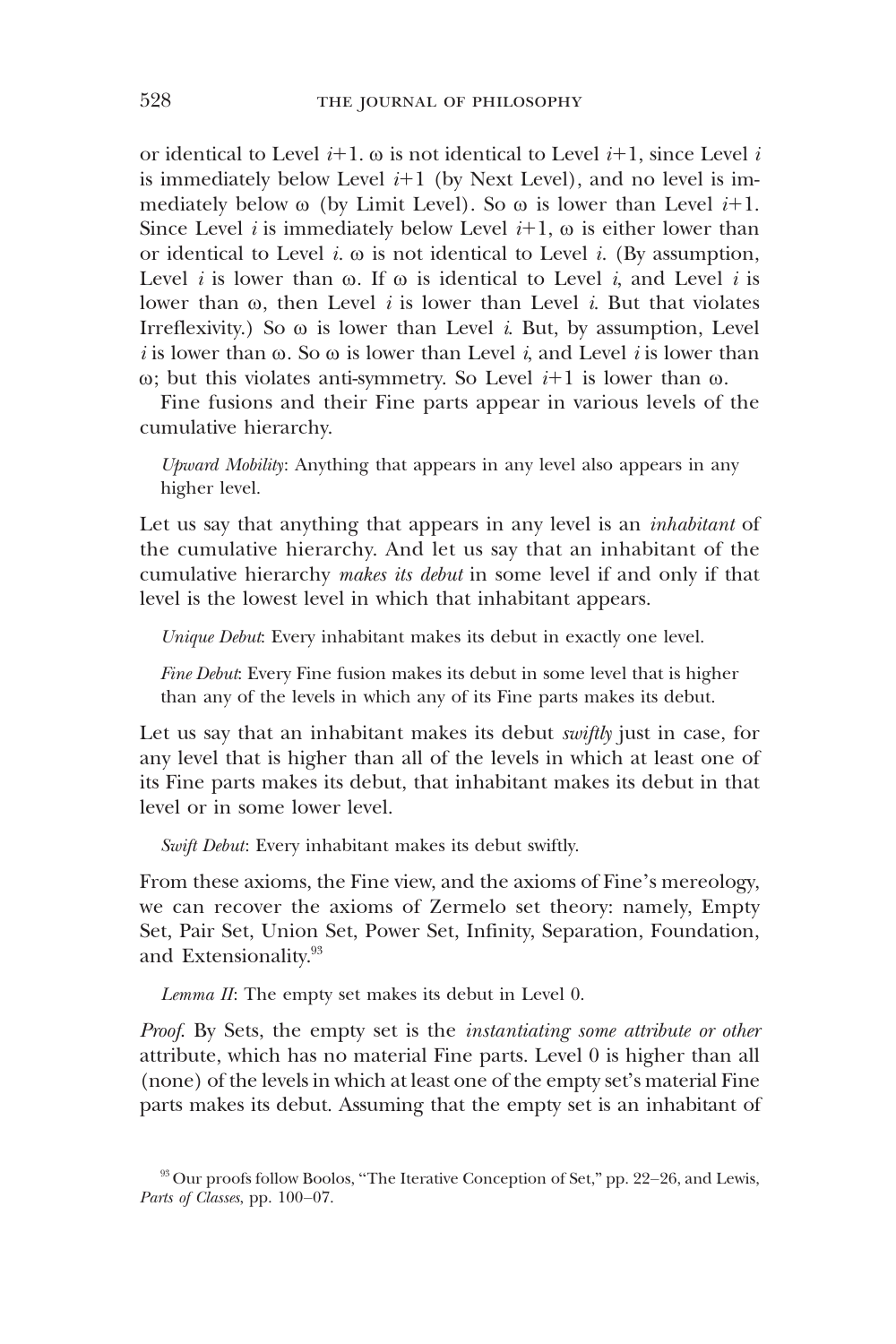or identical to Level $i$+1. ω is not identical to Level $i$+1, since Level $i$ is immediately below Level $i$+1 (by Next Level), and no level is immediately below ω (by Limit Level). So ω is lower than Level $i$+1. Since Level $i$ is immediately below Level $i$+1, ω is either lower than or identical to Level $i$. ω is not identical to Level $i$. (By assumption, Level $i$ is lower than ω. If ω is identical to Level $i$, and Level $i$ is lower than ω, then Level $i$ is lower than Level $i$. But that violates Irreflexivity.) So ω is lower than Level $i$. But, by assumption, Level $i$ is lower than ω. So ω is lower than Level $i$, and Level $i$ is lower than ω; but this violates anti-symmetry. So Level $i$+1 is lower than ω.

Fine fusions and their Fine parts appear in various levels of the cumulative hierarchy.

*Upward Mobility*: Anything that appears in any level also appears in any higher level.

Let us say that anything that appears in any level is an *inhabitant* of the cumulative hierarchy. And let us say that an inhabitant of the cumulative hierarchy *makes its debut* in some level if and only if that level is the lowest level in which that inhabitant appears.

*Unique Debut*: Every inhabitant makes its debut in exactly one level.

*Fine Debut*: Every Fine fusion makes its debut in some level that is higher than any of the levels in which any of its Fine parts makes its debut.

Let us say that an inhabitant makes its debut *swiftly* just in case, for any level that is higher than all of the levels in which at least one of its Fine parts makes its debut, that inhabitant makes its debut in that level or in some lower level.

*Swift Debut*: Every inhabitant makes its debut swiftly.

From these axioms, the Fine view, and the axioms of Fine's mereology, we can recover the axioms of Zermelo set theory: namely, Empty Set, Pair Set, Union Set, Power Set, Infinity, Separation, Foundation, and Extensionality.[93]

*Lemma II*: The empty set makes its debut in Level 0.

*Proof.* By Sets, the empty set is the *instantiating some attribute or other* attribute, which has no material Fine parts. Level 0 is higher than all (none) of the levels in which at least one of the empty set's material Fine parts makes its debut. Assuming that the empty set is an inhabitant of

[93] Our proofs follow Boolos, "The Iterative Conception of Set," pp. 22–26, and Lewis, *Parts of Classes*, pp. 100–07.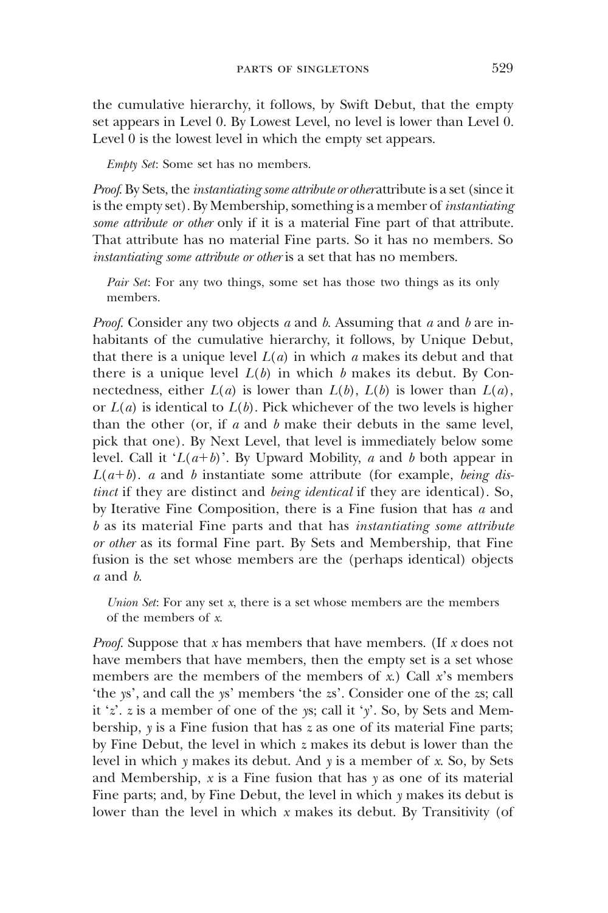the cumulative hierarchy, it follows, by Swift Debut, that the empty set appears in Level 0. By Lowest Level, no level is lower than Level 0. Level 0 is the lowest level in which the empty set appears.

> *Empty Set*: Some set has no members.

*Proof.* By Sets, the *instantiating some attribute or other* attribute is a set (since it is the empty set). By Membership, something is a member of *instantiating some attribute or other* only if it is a material Fine part of that attribute. That attribute has no material Fine parts. So it has no members. So *instantiating some attribute or other* is a set that has no members.

> *Pair Set*: For any two things, some set has those two things as its only members.

*Proof.* Consider any two objects $a$ and $b$. Assuming that $a$ and $b$ are inhabitants of the cumulative hierarchy, it follows, by Unique Debut, that there is a unique level $L(a)$ in which $a$ makes its debut and that there is a unique level $L(b)$ in which $b$ makes its debut. By Connectedness, either $L(a)$ is lower than $L(b)$, $L(b)$ is lower than $L(a)$, or $L(a)$ is identical to $L(b)$. Pick whichever of the two levels is higher than the other (or, if $a$ and $b$ make their debuts in the same level, pick that one). By Next Level, that level is immediately below some level. Call it '$L(a+b)$'. By Upward Mobility, $a$ and $b$ both appear in $L(a+b)$. $a$ and $b$ instantiate some attribute (for example, *being distinct* if they are distinct and *being identical* if they are identical). So, by Iterative Fine Composition, there is a Fine fusion that has $a$ and $b$ as its material Fine parts and that has *instantiating some attribute or other* as its formal Fine part. By Sets and Membership, that Fine fusion is the set whose members are the (perhaps identical) objects $a$ and $b$.

> *Union Set*: For any set $x$, there is a set whose members are the members of the members of $x$.

*Proof.* Suppose that $x$ has members that have members. (If $x$ does not have members that have members, then the empty set is a set whose members are the members of the members of $x$.) Call $x$'s members 'the $y$s', and call the $y$s' members 'the $z$s'. Consider one of the $z$s; call it '$z$'. $z$ is a member of one of the $y$s; call it '$y$'. So, by Sets and Membership, $y$ is a Fine fusion that has $z$ as one of its material Fine parts; by Fine Debut, the level in which $z$ makes its debut is lower than the level in which $y$ makes its debut. And $y$ is a member of $x$. So, by Sets and Membership, $x$ is a Fine fusion that has $y$ as one of its material Fine parts; and, by Fine Debut, the level in which $y$ makes its debut is lower than the level in which $x$ makes its debut. By Transitivity (of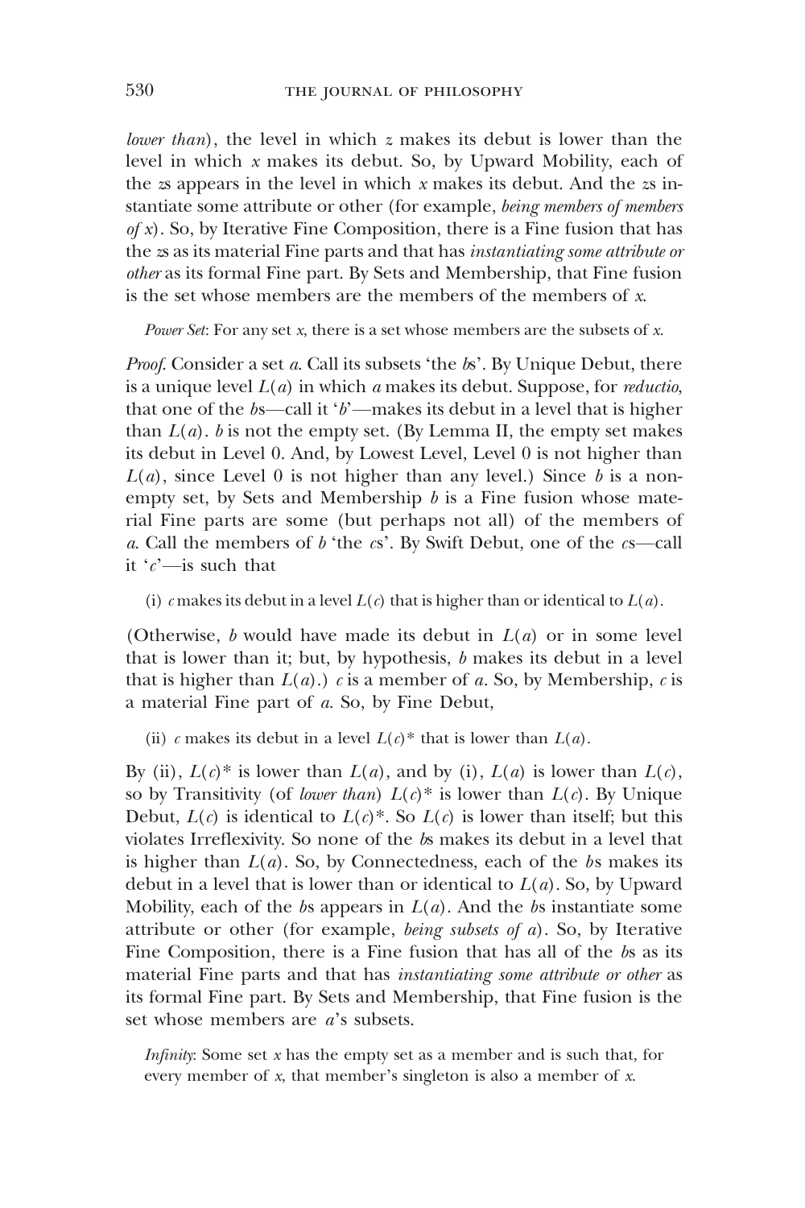*lower than*), the level in which $z$ makes its debut is lower than the level in which $x$ makes its debut. So, by Upward Mobility, each of the $z$s appears in the level in which $x$ makes its debut. And the $z$s instantiate some attribute or other (for example, *being members of members of x*). So, by Iterative Fine Composition, there is a Fine fusion that has the $z$s as its material Fine parts and that has *instantiating some attribute or other* as its formal Fine part. By Sets and Membership, that Fine fusion is the set whose members are the members of the members of $x$.

*Power Set*: For any set $x$, there is a set whose members are the subsets of $x$.

*Proof.* Consider a set $a$. Call its subsets 'the $b$s'. By Unique Debut, there is a unique level $L(a)$ in which $a$ makes its debut. Suppose, for *reductio*, that one of the $b$s—call it '$b$'—makes its debut in a level that is higher than $L(a)$. $b$ is not the empty set. (By Lemma II, the empty set makes its debut in Level 0. And, by Lowest Level, Level 0 is not higher than $L(a)$, since Level 0 is not higher than any level.) Since $b$ is a non-empty set, by Sets and Membership $b$ is a Fine fusion whose material Fine parts are some (but perhaps not all) of the members of $a$. Call the members of $b$ 'the $c$s'. By Swift Debut, one of the $c$s—call it '$c$'—is such that

(i) $c$ makes its debut in a level $L(c)$ that is higher than or identical to $L(a)$.

(Otherwise, $b$ would have made its debut in $L(a)$ or in some level that is lower than it; but, by hypothesis, $b$ makes its debut in a level that is higher than $L(a)$.) $c$ is a member of $a$. So, by Membership, $c$ is a material Fine part of $a$. So, by Fine Debut,

(ii) $c$ makes its debut in a level $L(c)^*$ that is lower than $L(a)$.

By (ii), $L(c)^*$ is lower than $L(a)$, and by (i), $L(a)$ is lower than $L(c)$, so by Transitivity (of *lower than*) $L(c)^*$ is lower than $L(c)$. By Unique Debut, $L(c)$ is identical to $L(c)^*$. So $L(c)$ is lower than itself; but this violates Irreflexivity. So none of the $b$s makes its debut in a level that is higher than $L(a)$. So, by Connectedness, each of the $b$s makes its debut in a level that is lower than or identical to $L(a)$. So, by Upward Mobility, each of the $b$s appears in $L(a)$. And the $b$s instantiate some attribute or other (for example, *being subsets of a*). So, by Iterative Fine Composition, there is a Fine fusion that has all of the $b$s as its material Fine parts and that has *instantiating some attribute or other* as its formal Fine part. By Sets and Membership, that Fine fusion is the set whose members are $a$'s subsets.

*Infinity*: Some set $x$ has the empty set as a member and is such that, for every member of $x$, that member's singleton is also a member of $x$.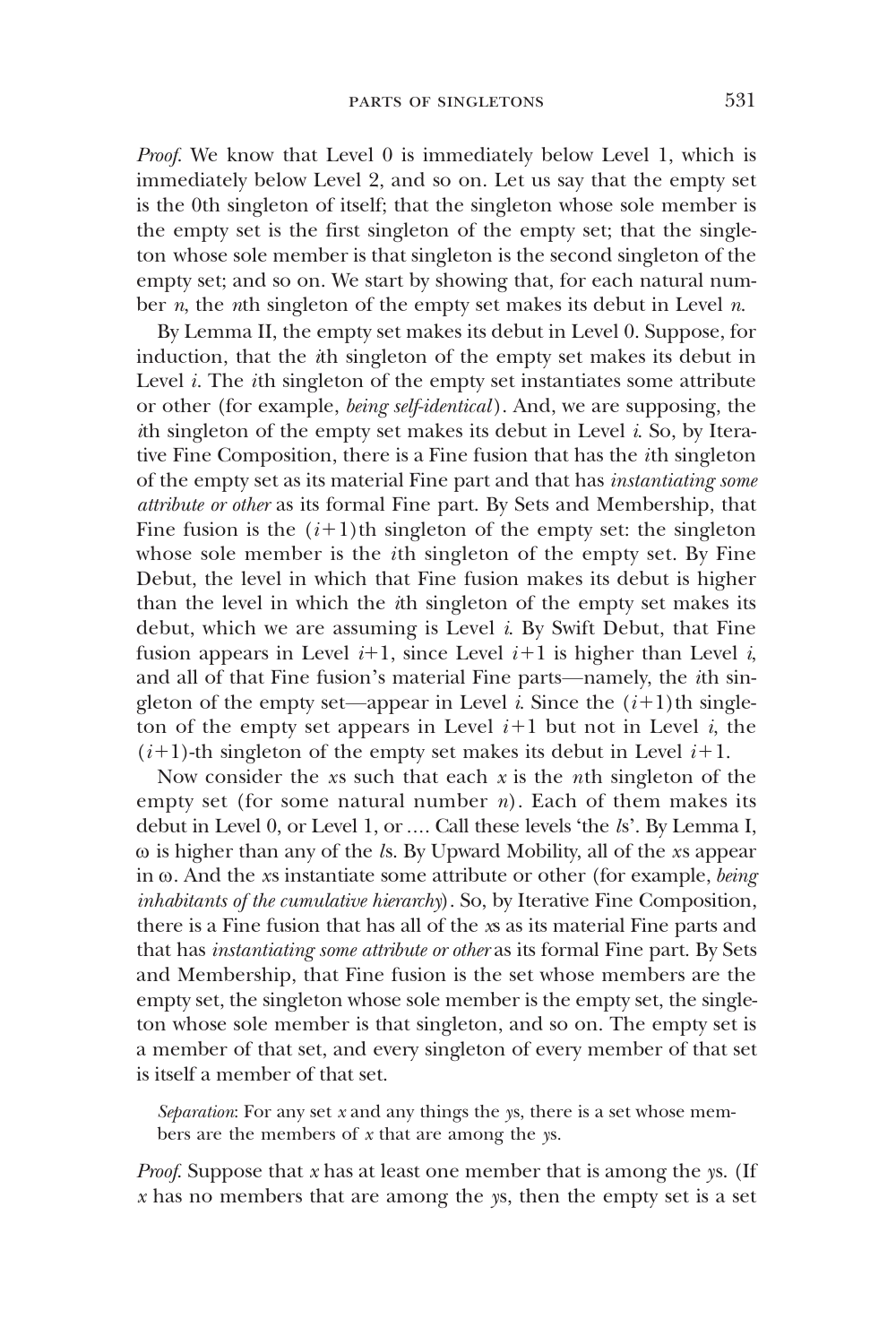*Proof*. We know that Level 0 is immediately below Level 1, which is immediately below Level 2, and so on. Let us say that the empty set is the 0th singleton of itself; that the singleton whose sole member is the empty set is the first singleton of the empty set; that the singleton whose sole member is that singleton is the second singleton of the empty set; and so on. We start by showing that, for each natural number $n$, the $n$th singleton of the empty set makes its debut in Level $n$.

By Lemma II, the empty set makes its debut in Level 0. Suppose, for induction, that the $i$th singleton of the empty set makes its debut in Level $i$. The $i$th singleton of the empty set instantiates some attribute or other (for example, *being self-identical*). And, we are supposing, the $i$th singleton of the empty set makes its debut in Level $i$. So, by Iterative Fine Composition, there is a Fine fusion that has the $i$th singleton of the empty set as its material Fine part and that has *instantiating some attribute or other* as its formal Fine part. By Sets and Membership, that Fine fusion is the $(i+1)$th singleton of the empty set: the singleton whose sole member is the $i$th singleton of the empty set. By Fine Debut, the level in which that Fine fusion makes its debut is higher than the level in which the $i$th singleton of the empty set makes its debut, which we are assuming is Level $i$. By Swift Debut, that Fine fusion appears in Level $i+1$, since Level $i+1$ is higher than Level $i$, and all of that Fine fusion's material Fine parts—namely, the $i$th singleton of the empty set—appear in Level $i$. Since the $(i+1)$th singleton of the empty set appears in Level $i+1$ but not in Level $i$, the $(i+1)$-th singleton of the empty set makes its debut in Level $i+1$.

Now consider the $x$s such that each $x$ is the $n$th singleton of the empty set (for some natural number $n$). Each of them makes its debut in Level 0, or Level 1, or .... Call these levels 'the $l$s'. By Lemma I, $\omega$ is higher than any of the $l$s. By Upward Mobility, all of the $x$s appear in $\omega$. And the $x$s instantiate some attribute or other (for example, *being inhabitants of the cumulative hierarchy*). So, by Iterative Fine Composition, there is a Fine fusion that has all of the $x$s as its material Fine parts and that has *instantiating some attribute or other* as its formal Fine part. By Sets and Membership, that Fine fusion is the set whose members are the empty set, the singleton whose sole member is the empty set, the singleton whose sole member is that singleton, and so on. The empty set is a member of that set, and every singleton of every member of that set is itself a member of that set.

> *Separation*: For any set $x$ and any things the $y$s, there is a set whose members are the members of $x$ that are among the $y$s.

*Proof*. Suppose that $x$ has at least one member that is among the $y$s. (If $x$ has no members that are among the $y$s, then the empty set is a set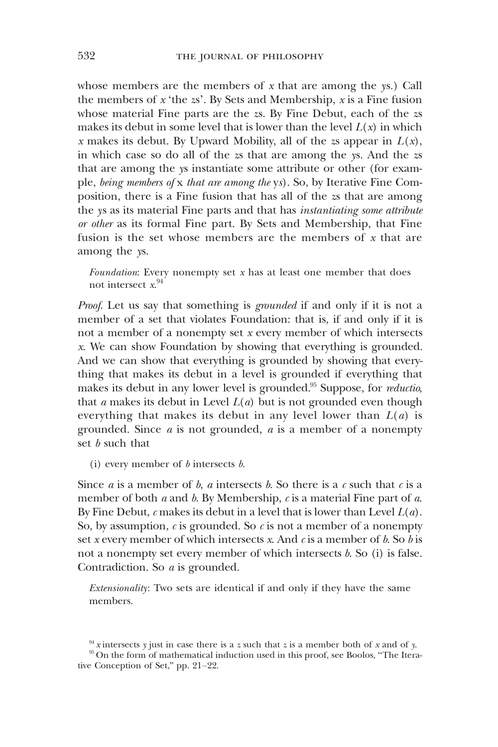whose members are the members of $x$ that are among the *y*s.) Call the members of $x$ 'the *z*s'. By Sets and Membership, $x$ is a Fine fusion whose material Fine parts are the *z*s. By Fine Debut, each of the *z*s makes its debut in some level that is lower than the level $L(x)$ in which $x$ makes its debut. By Upward Mobility, all of the *z*s appear in $L(x)$, in which case so do all of the *z*s that are among the *y*s. And the *z*s that are among the *y*s instantiate some attribute or other (for example, *being members of* x *that are among the* y*s*). So, by Iterative Fine Composition, there is a Fine fusion that has all of the *z*s that are among the *y*s as its material Fine parts and that has *instantiating some attribute or other* as its formal Fine part. By Sets and Membership, that Fine fusion is the set whose members are the members of $x$ that are among the *y*s.

> *Foundation*: Every nonempty set $x$ has at least one member that does not intersect $x$.[94]

*Proof.* Let us say that something is *grounded* if and only if it is not a member of a set that violates Foundation: that is, if and only if it is not a member of a nonempty set $x$ every member of which intersects $x$. We can show Foundation by showing that everything is grounded. And we can show that everything is grounded by showing that everything that makes its debut in a level is grounded if everything that makes its debut in any lower level is grounded.[95] Suppose, for *reductio*, that $a$ makes its debut in Level $L(a)$ but is not grounded even though everything that makes its debut in any level lower than $L(a)$ is grounded. Since $a$ is not grounded, $a$ is a member of a nonempty set $b$ such that

> (i) every member of $b$ intersects $b$.

Since $a$ is a member of $b$, $a$ intersects $b$. So there is a $c$ such that $c$ is a member of both $a$ and $b$. By Membership, $c$ is a material Fine part of $a$. By Fine Debut, $c$ makes its debut in a level that is lower than Level $L(a)$. So, by assumption, $c$ is grounded. So $c$ is not a member of a nonempty set $x$ every member of which intersects $x$. And $c$ is a member of $b$. So $b$ is not a nonempty set every member of which intersects $b$. So (i) is false. Contradiction. So $a$ is grounded.

> *Extensionality*: Two sets are identical if and only if they have the same members.

[94] $x$ intersects $y$ just in case there is a $z$ such that $z$ is a member both of $x$ and of $y$.

[95] On the form of mathematical induction used in this proof, see Boolos, "The Iterative Conception of Set," pp. 21–22.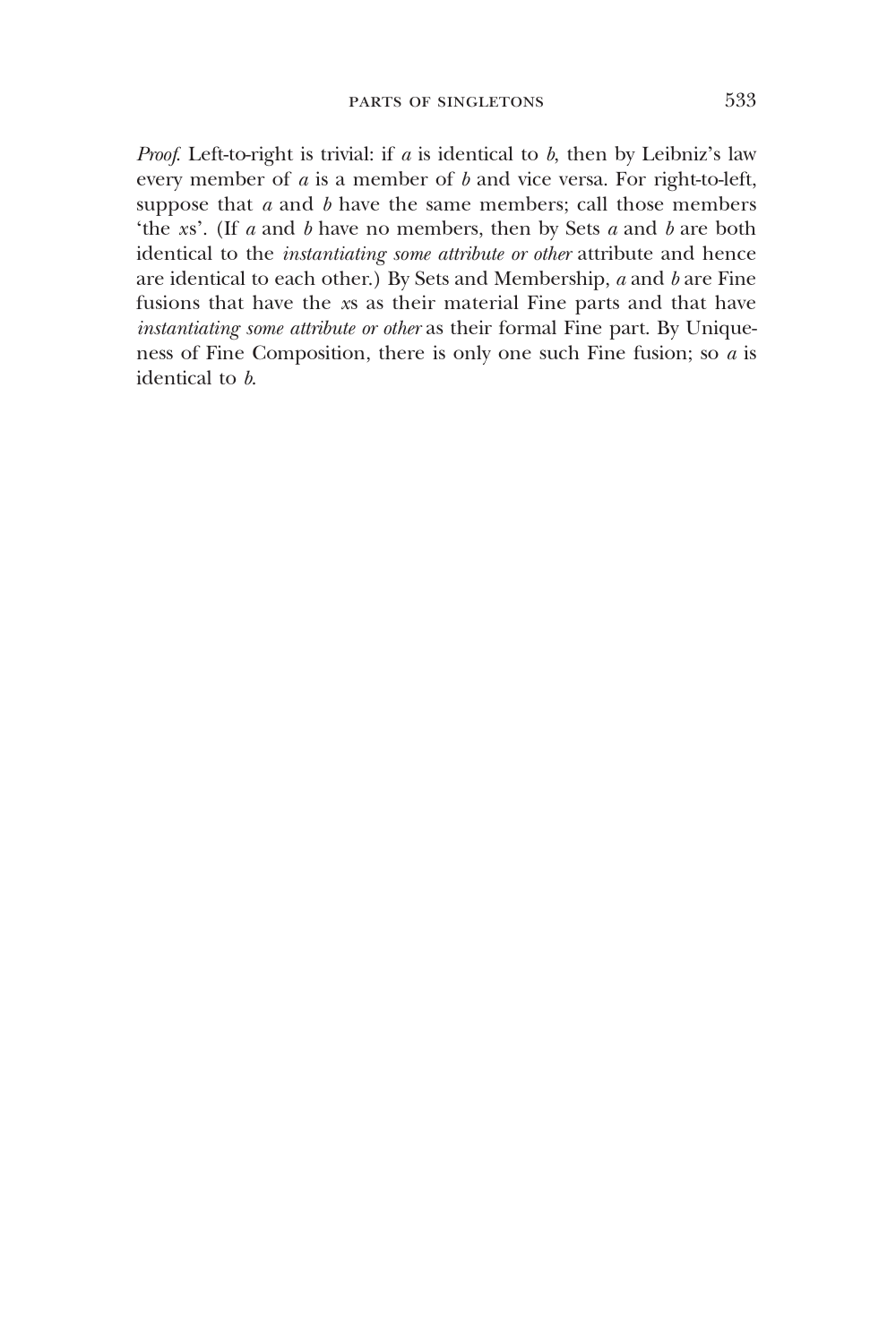*Proof.* Left-to-right is trivial: if $a$ is identical to $b$, then by Leibniz's law every member of $a$ is a member of $b$ and vice versa. For right-to-left, suppose that $a$ and $b$ have the same members; call those members 'the $x$s'. (If $a$ and $b$ have no members, then by Sets $a$ and $b$ are both identical to the *instantiating some attribute or other* attribute and hence are identical to each other.) By Sets and Membership, $a$ and $b$ are Fine fusions that have the $x$s as their material Fine parts and that have *instantiating some attribute or other* as their formal Fine part. By Uniqueness of Fine Composition, there is only one such Fine fusion; so $a$ is identical to $b$.